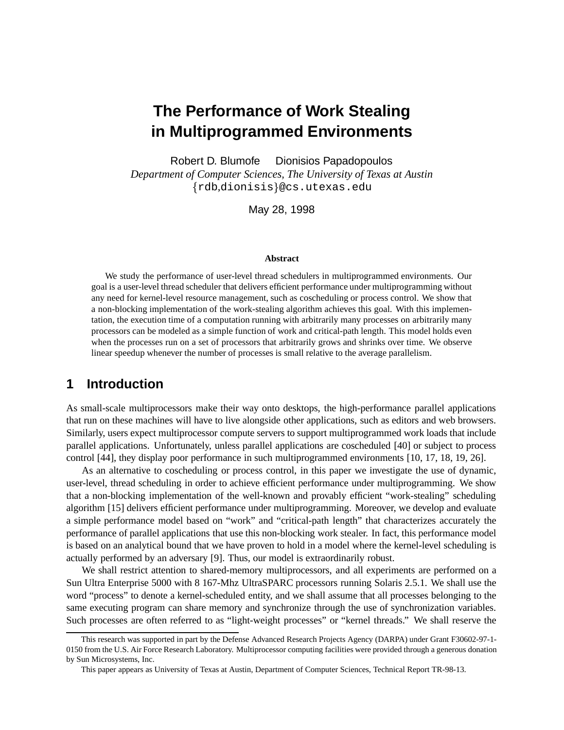# The Performance of Work Stealing in Multiprogrammed Environments

Robert D. Blumofe Dionisios Papadopoulos

*Department of Computer Sciences, The University of Texas at Austin*

{rdb,dionisis}@cs.utexas.edu

May 28, 1998

### Abstract

We study the performance of user-level thread schedulers in multiprogrammed environments. Our goal is a user-level thread scheduler that delivers efficient performance under multiprogramming without any need for kernel-level resource management, such as coscheduling or process control. We show that a non-blocking implementation of the work-stealing algorithm achieves this goal. With this implementation, the execution time of a computation running with arbitrarily many processes on arbitrarily many processors can be modeled as a simple function of work and critical-path length. This model holds even when the processes run on a set of processors that arbitrarily grows and shrinks over time. We observe linear speedup whenever the number of processes is small relative to the average parallelism.

## 1 Introduction

As small-scale multiprocessors make their way onto desktops, the high-performance parallel applications that run on these machines will have to live alongside other applications, such as editors and web browsers. Similarly, users expect multiprocessor compute servers to support multiprogrammed work loads that include parallel applications. Unfortunately, unless parallel applications are coscheduled [40] or subject to process control [44], they display poor performance in such multiprogrammed environments [10, 17, 18, 19, 26].

As an alternative to coscheduling or process control, in this paper we investigate the use of dynamic, user-level, thread scheduling in order to achieve efficient performance under multiprogramming. We show that a non-blocking implementation of the well-known and provably efficient "work-stealing" scheduling algorithm [15] delivers efficient performance under multiprogramming. Moreover, we develop and evaluate a simple performance model based on "work" and "critical-path length" that characterizes accurately the performance of parallel applications that use this non-blocking work stealer. In fact, this performance model is based on an analytical bound that we have proven to hold in a model where the kernel-level scheduling is actually performed by an adversary [9]. Thus, our model is extraordinarily robust.

We shall restrict attention to shared-memory multiprocessors, and all experiments are performed on a Sun Ultra Enterprise 5000 with 8 167-Mhz UltraSPARC processors running Solaris 2.5.1. We shall use the word "process" to denote a kernel-scheduled entity, and we shall assume that all processes belonging to the same executing program can share memory and synchronize through the use of synchronization variables. Such processes are often referred to as "light-weight processes" or "kernel threads." We shall reserve the

---

This research was supported in part by the Defense Advanced Research Projects Agency (DARPA) under Grant F30602-97-1-0150 from the U.S. Air Force Research Laboratory. Multiprocessor computing facilities were provided through a generous donation by Sun Microsystems, Inc.

This paper appears as University of Texas at Austin, Department of Computer Sciences, Technical Report TR-98-13.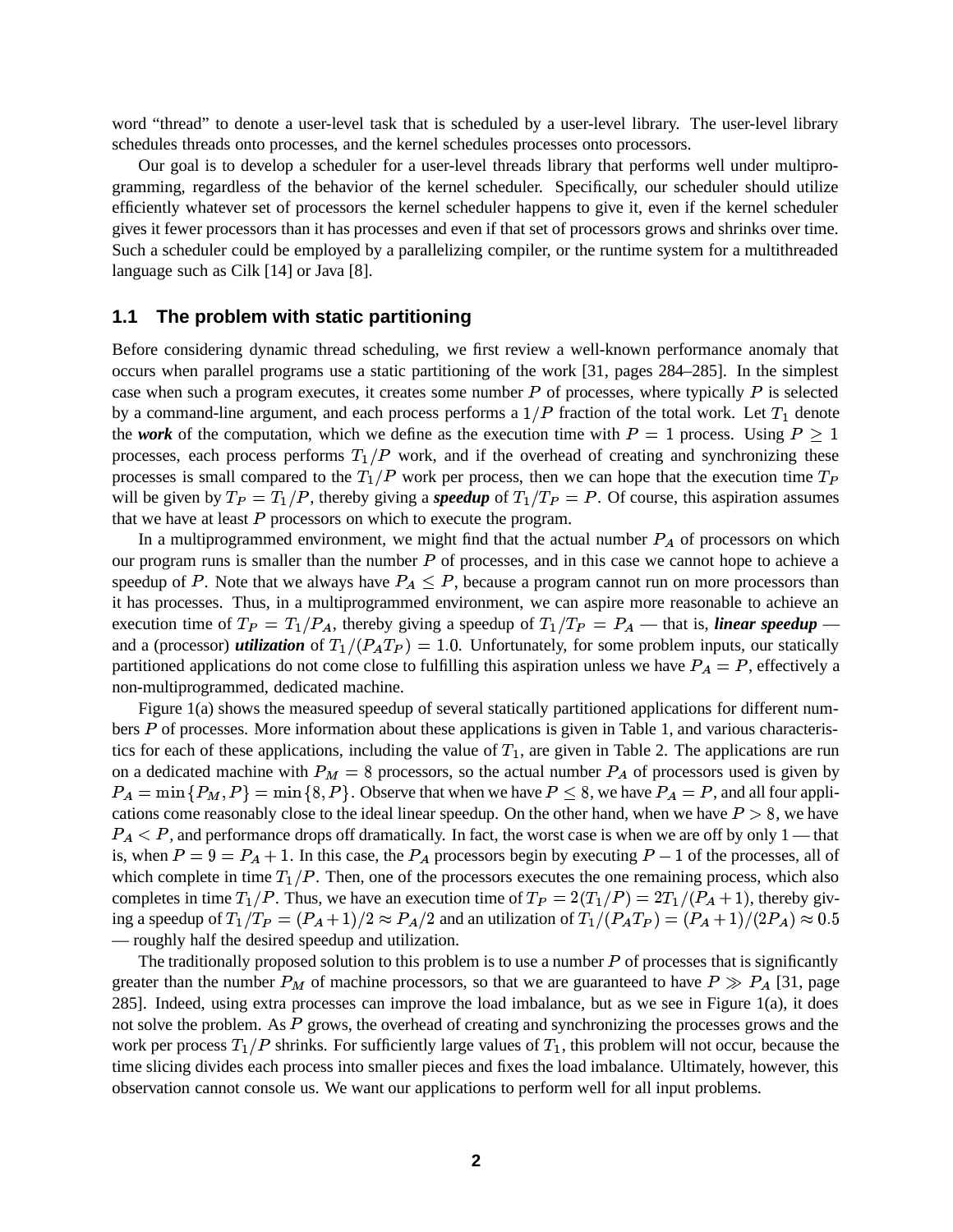word "thread" to denote a user-level task that is scheduled by a user-level library. The user-level library schedules threads onto processes, and the kernel schedules processes onto processors.

Our goal is to develop a scheduler for a user-level threads library that performs well under multiprogramming, regardless of the behavior of the kernel scheduler. Specifically, our scheduler should utilize efficiently whatever set of processors the kernel scheduler happens to give it, even if the kernel scheduler gives it fewer processors than it has processes and even if that set of processors grows and shrinks over time. Such a scheduler could be employed by a parallelizing compiler, or the runtime system for a multithreaded language such as Cilk [14] or Java [8].

## 1.1 The problem with static partitioning

Before considering dynamic thread scheduling, we first review a well-known performance anomaly that occurs when parallel programs use a static partitioning of the work [31, pages 284–285]. In the simplest case when such a program executes, it creates some number $P$ of processes, where typically $P$ is selected by a command-line argument, and each process performs a $1/P$ fraction of the total work. Let $T_1$ denote the ***work*** of the computation, which we define as the execution time with $P = 1$ process. Using $P \geq 1$ processes, each process performs $T_1/P$ work, and if the overhead of creating and synchronizing these processes is small compared to the $T_1/P$ work per process, then we can hope that the execution time $T_P$ will be given by $T_P = T_1/P$, thereby giving a ***speedup*** of $T_1/T_P = P$. Of course, this aspiration assumes that we have at least $P$ processors on which to execute the program.

In a multiprogrammed environment, we might find that the actual number $P_A$ of processors on which our program runs is smaller than the number $P$ of processes, and in this case we cannot hope to achieve a speedup of $P$. Note that we always have $P_A \leq P$, because a program cannot run on more processors than it has processes. Thus, in a multiprogrammed environment, we can aspire more reasonable to achieve an execution time of $T_P = T_1/P_A$, thereby giving a speedup of $T_1/T_P = P_A$ — that is, ***linear speedup*** — and a (processor) ***utilization*** of $T_1/(P_A T_P) = 1.0$. Unfortunately, for some problem inputs, our statically partitioned applications do not come close to fulfilling this aspiration unless we have $P_A = P$, effectively a non-multiprogrammed, dedicated machine.

Figure 1(a) shows the measured speedup of several statically partitioned applications for different numbers $P$ of processes. More information about these applications is given in Table 1, and various characteristics for each of these applications, including the value of $T_1$, are given in Table 2. The applications are run on a dedicated machine with $P_M = 8$ processors, so the actual number $P_A$ of processors used is given by $P_A = \min\{P_M, P\} = \min\{8, P\}$. Observe that when we have $P \leq 8$, we have $P_A = P$, and all four applications come reasonably close to the ideal linear speedup. On the other hand, when we have $P > 8$, we have $P_A < P$, and performance drops off dramatically. In fact, the worst case is when we are off by only 1 — that is, when $P = 9 = P_A + 1$. In this case, the $P_A$ processors begin by executing $P - 1$ of the processes, all of which complete in time $T_1/P$. Then, one of the processors executes the one remaining process, which also completes in time $T_1/P$. Thus, we have an execution time of $T_P = 2(T_1/P) = 2T_1/(P_A + 1)$, thereby giving a speedup of $T_1/T_P = (P_A + 1)/2 \approx P_A/2$ and an utilization of $T_1/(P_A T_P) = (P_A + 1)/(2P_A) \approx 0.5$ — roughly half the desired speedup and utilization.

The traditionally proposed solution to this problem is to use a number $P$ of processes that is significantly greater than the number $P_M$ of machine processors, so that we are guaranteed to have $P \gg P_A$ [31, page 285]. Indeed, using extra processes can improve the load imbalance, but as we see in Figure 1(a), it does not solve the problem. As $P$ grows, the overhead of creating and synchronizing the processes grows and the work per process $T_1/P$ shrinks. For sufficiently large values of $T_1$, this problem will not occur, because the time slicing divides each process into smaller pieces and fixes the load imbalance. Ultimately, however, this observation cannot console us. We want our applications to perform well for all input problems.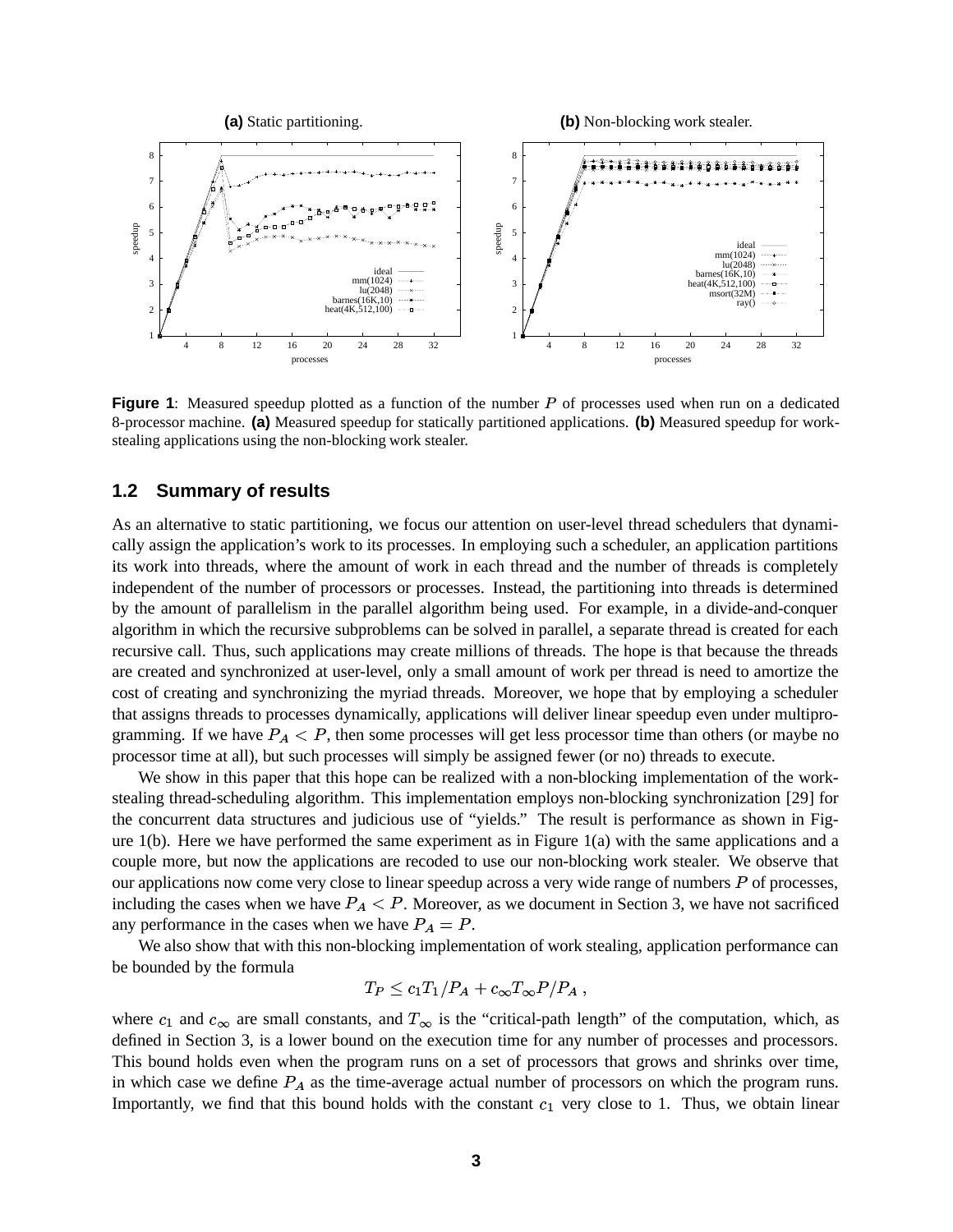**Figure 1**: Measured speedup plotted as a function of the number $P$ of processes used when run on a dedicated 8-processor machine. **(a)** Measured speedup for statically partitioned applications. **(b)** Measured speedup for work-stealing applications using the non-blocking work stealer.

## 1.2 Summary of results

As an alternative to static partitioning, we focus our attention on user-level thread schedulers that dynamically assign the application's work to its processes. In employing such a scheduler, an application partitions its work into threads, where the amount of work in each thread and the number of threads is completely independent of the number of processors or processes. Instead, the partitioning into threads is determined by the amount of parallelism in the parallel algorithm being used. For example, in a divide-and-conquer algorithm in which the recursive subproblems can be solved in parallel, a separate thread is created for each recursive call. Thus, such applications may create millions of threads. The hope is that because the threads are created and synchronized at user-level, only a small amount of work per thread is need to amortize the cost of creating and synchronizing the myriad threads. Moreover, we hope that by employing a scheduler that assigns threads to processes dynamically, applications will deliver linear speedup even under multiprogramming. If we have $P_A < P$, then some processes will get less processor time than others (or maybe no processor time at all), but such processes will simply be assigned fewer (or no) threads to execute.

We show in this paper that this hope can be realized with a non-blocking implementation of the work-stealing thread-scheduling algorithm. This implementation employs non-blocking synchronization [29] for the concurrent data structures and judicious use of "yields." The result is performance as shown in Figure 1(b). Here we have performed the same experiment as in Figure 1(a) with the same applications and a couple more, but now the applications are recoded to use our non-blocking work stealer. We observe that our applications now come very close to linear speedup across a very wide range of numbers $P$ of processes, including the cases when we have $P_A < P$. Moreover, as we document in Section 3, we have not sacrificed any performance in the cases when we have $P_A = P$.

We also show that with this non-blocking implementation of work stealing, application performance can be bounded by the formula

$$T_P \leq c_1 T_1 / P_A + c_\infty T_\infty P / P_A \ ,$$

where $c_1$ and $c_\infty$ are small constants, and $T_\infty$ is the "critical-path length" of the computation, which, as defined in Section 3, is a lower bound on the execution time for any number of processes and processors. This bound holds even when the program runs on a set of processors that grows and shrinks over time, in which case we define $P_A$ as the time-average actual number of processors on which the program runs. Importantly, we find that this bound holds with the constant $c_1$ very close to 1. Thus, we obtain linear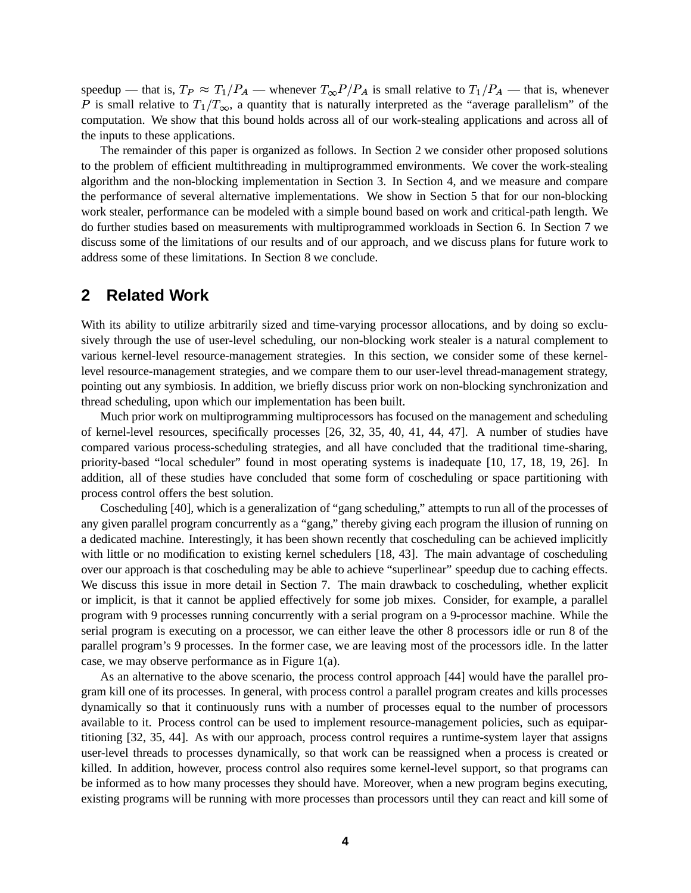speedup — that is, $T_P \approx T_1/P_A$ — whenever $T_\infty P/P_A$ is small relative to $T_1/P_A$ — that is, whenever $P$ is small relative to $T_1/T_\infty$, a quantity that is naturally interpreted as the "average parallelism" of the computation. We show that this bound holds across all of our work-stealing applications and across all of the inputs to these applications.

The remainder of this paper is organized as follows. In Section 2 we consider other proposed solutions to the problem of efficient multithreading in multiprogrammed environments. We cover the work-stealing algorithm and the non-blocking implementation in Section 3. In Section 4, and we measure and compare the performance of several alternative implementations. We show in Section 5 that for our non-blocking work stealer, performance can be modeled with a simple bound based on work and critical-path length. We do further studies based on measurements with multiprogrammed workloads in Section 6. In Section 7 we discuss some of the limitations of our results and of our approach, and we discuss plans for future work to address some of these limitations. In Section 8 we conclude.

## 2 Related Work

With its ability to utilize arbitrarily sized and time-varying processor allocations, and by doing so exclusively through the use of user-level scheduling, our non-blocking work stealer is a natural complement to various kernel-level resource-management strategies. In this section, we consider some of these kernel-level resource-management strategies, and we compare them to our user-level thread-management strategy, pointing out any symbiosis. In addition, we briefly discuss prior work on non-blocking synchronization and thread scheduling, upon which our implementation has been built.

Much prior work on multiprogramming multiprocessors has focused on the management and scheduling of kernel-level resources, specifically processes [26, 32, 35, 40, 41, 44, 47]. A number of studies have compared various process-scheduling strategies, and all have concluded that the traditional time-sharing, priority-based "local scheduler" found in most operating systems is inadequate [10, 17, 18, 19, 26]. In addition, all of these studies have concluded that some form of coscheduling or space partitioning with process control offers the best solution.

Coscheduling [40], which is a generalization of "gang scheduling," attempts to run all of the processes of any given parallel program concurrently as a "gang," thereby giving each program the illusion of running on a dedicated machine. Interestingly, it has been shown recently that coscheduling can be achieved implicitly with little or no modification to existing kernel schedulers [18, 43]. The main advantage of coscheduling over our approach is that coscheduling may be able to achieve "superlinear" speedup due to caching effects. We discuss this issue in more detail in Section 7. The main drawback to coscheduling, whether explicit or implicit, is that it cannot be applied effectively for some job mixes. Consider, for example, a parallel program with 9 processes running concurrently with a serial program on a 9-processor machine. While the serial program is executing on a processor, we can either leave the other 8 processors idle or run 8 of the parallel program's 9 processes. In the former case, we are leaving most of the processors idle. In the latter case, we may observe performance as in Figure 1(a).

As an alternative to the above scenario, the process control approach [44] would have the parallel program kill one of its processes. In general, with process control a parallel program creates and kills processes dynamically so that it continuously runs with a number of processes equal to the number of processors available to it. Process control can be used to implement resource-management policies, such as equipartitioning [32, 35, 44]. As with our approach, process control requires a runtime-system layer that assigns user-level threads to processes dynamically, so that work can be reassigned when a process is created or killed. In addition, however, process control also requires some kernel-level support, so that programs can be informed as to how many processes they should have. Moreover, when a new program begins executing, existing programs will be running with more processes than processors until they can react and kill some of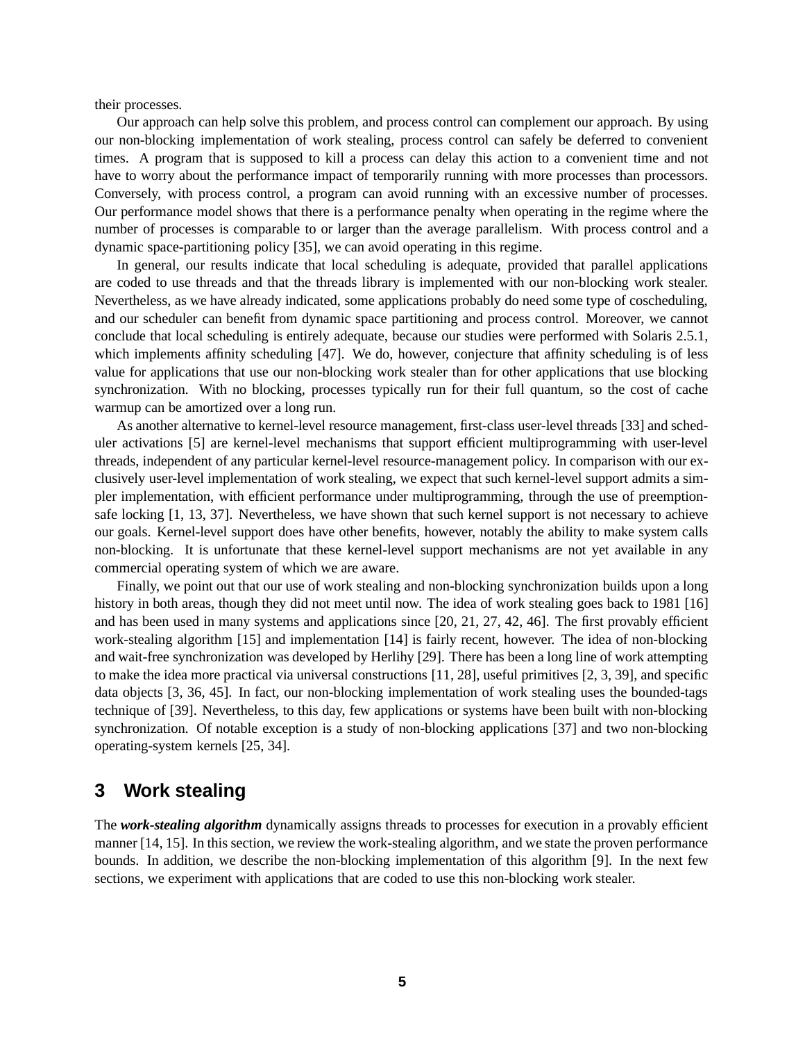their processes.

Our approach can help solve this problem, and process control can complement our approach. By using our non-blocking implementation of work stealing, process control can safely be deferred to convenient times. A program that is supposed to kill a process can delay this action to a convenient time and not have to worry about the performance impact of temporarily running with more processes than processors. Conversely, with process control, a program can avoid running with an excessive number of processes. Our performance model shows that there is a performance penalty when operating in the regime where the number of processes is comparable to or larger than the average parallelism. With process control and a dynamic space-partitioning policy [35], we can avoid operating in this regime.

In general, our results indicate that local scheduling is adequate, provided that parallel applications are coded to use threads and that the threads library is implemented with our non-blocking work stealer. Nevertheless, as we have already indicated, some applications probably do need some type of coscheduling, and our scheduler can benefit from dynamic space partitioning and process control. Moreover, we cannot conclude that local scheduling is entirely adequate, because our studies were performed with Solaris 2.5.1, which implements affinity scheduling [47]. We do, however, conjecture that affinity scheduling is of less value for applications that use our non-blocking work stealer than for other applications that use blocking synchronization. With no blocking, processes typically run for their full quantum, so the cost of cache warmup can be amortized over a long run.

As another alternative to kernel-level resource management, first-class user-level threads [33] and scheduler activations [5] are kernel-level mechanisms that support efficient multiprogramming with user-level threads, independent of any particular kernel-level resource-management policy. In comparison with our exclusively user-level implementation of work stealing, we expect that such kernel-level support admits a simpler implementation, with efficient performance under multiprogramming, through the use of preemption-safe locking [1, 13, 37]. Nevertheless, we have shown that such kernel support is not necessary to achieve our goals. Kernel-level support does have other benefits, however, notably the ability to make system calls non-blocking. It is unfortunate that these kernel-level support mechanisms are not yet available in any commercial operating system of which we are aware.

Finally, we point out that our use of work stealing and non-blocking synchronization builds upon a long history in both areas, though they did not meet until now. The idea of work stealing goes back to 1981 [16] and has been used in many systems and applications since [20, 21, 27, 42, 46]. The first provably efficient work-stealing algorithm [15] and implementation [14] is fairly recent, however. The idea of non-blocking and wait-free synchronization was developed by Herlihy [29]. There has been a long line of work attempting to make the idea more practical via universal constructions [11, 28], useful primitives [2, 3, 39], and specific data objects [3, 36, 45]. In fact, our non-blocking implementation of work stealing uses the bounded-tags technique of [39]. Nevertheless, to this day, few applications or systems have been built with non-blocking synchronization. Of notable exception is a study of non-blocking applications [37] and two non-blocking operating-system kernels [25, 34].

# 3 Work stealing

The ***work-stealing algorithm*** dynamically assigns threads to processes for execution in a provably efficient manner [14, 15]. In this section, we review the work-stealing algorithm, and we state the proven performance bounds. In addition, we describe the non-blocking implementation of this algorithm [9]. In the next few sections, we experiment with applications that are coded to use this non-blocking work stealer.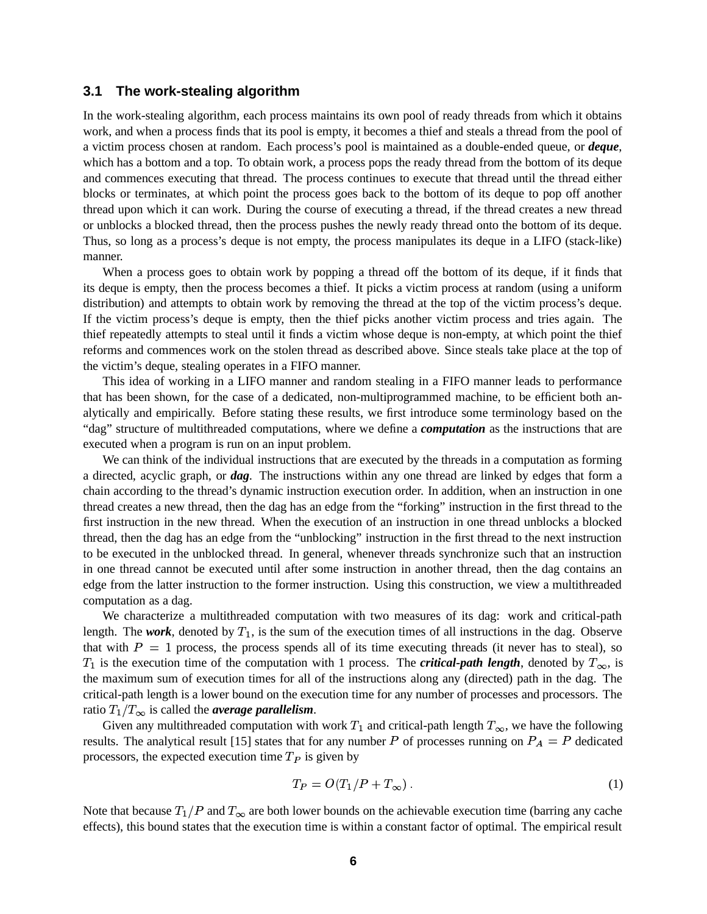### 3.1 The work-stealing algorithm

In the work-stealing algorithm, each process maintains its own pool of ready threads from which it obtains work, and when a process finds that its pool is empty, it becomes a thief and steals a thread from the pool of a victim process chosen at random. Each process's pool is maintained as a double-ended queue, or ***deque***, which has a bottom and a top. To obtain work, a process pops the ready thread from the bottom of its deque and commences executing that thread. The process continues to execute that thread until the thread either blocks or terminates, at which point the process goes back to the bottom of its deque to pop off another thread upon which it can work. During the course of executing a thread, if the thread creates a new thread or unblocks a blocked thread, then the process pushes the newly ready thread onto the bottom of its deque. Thus, so long as a process's deque is not empty, the process manipulates its deque in a LIFO (stack-like) manner.

When a process goes to obtain work by popping a thread off the bottom of its deque, if it finds that its deque is empty, then the process becomes a thief. It picks a victim process at random (using a uniform distribution) and attempts to obtain work by removing the thread at the top of the victim process's deque. If the victim process's deque is empty, then the thief picks another victim process and tries again. The thief repeatedly attempts to steal until it finds a victim whose deque is non-empty, at which point the thief reforms and commences work on the stolen thread as described above. Since steals take place at the top of the victim's deque, stealing operates in a FIFO manner.

This idea of working in a LIFO manner and random stealing in a FIFO manner leads to performance that has been shown, for the case of a dedicated, non-multiprogrammed machine, to be efficient both analytically and empirically. Before stating these results, we first introduce some terminology based on the "dag" structure of multithreaded computations, where we define a ***computation*** as the instructions that are executed when a program is run on an input problem.

We can think of the individual instructions that are executed by the threads in a computation as forming a directed, acyclic graph, or ***dag***. The instructions within any one thread are linked by edges that form a chain according to the thread's dynamic instruction execution order. In addition, when an instruction in one thread creates a new thread, then the dag has an edge from the "forking" instruction in the first thread to the first instruction in the new thread. When the execution of an instruction in one thread unblocks a blocked thread, then the dag has an edge from the "unblocking" instruction in the first thread to the next instruction to be executed in the unblocked thread. In general, whenever threads synchronize such that an instruction in one thread cannot be executed until after some instruction in another thread, then the dag contains an edge from the latter instruction to the former instruction. Using this construction, we view a multithreaded computation as a dag.

We characterize a multithreaded computation with two measures of its dag: work and critical-path length. The ***work***, denoted by $T_1$, is the sum of the execution times of all instructions in the dag. Observe that with $P = 1$ process, the process spends all of its time executing threads (it never has to steal), so $T_1$ is the execution time of the computation with 1 process. The ***critical-path length***, denoted by $T_\infty$, is the maximum sum of execution times for all of the instructions along any (directed) path in the dag. The critical-path length is a lower bound on the execution time for any number of processes and processors. The ratio $T_1/T_\infty$ is called the ***average parallelism***.

Given any multithreaded computation with work $T_1$ and critical-path length $T_\infty$, we have the following results. The analytical result [15] states that for any number $P$ of processes running on $P_A = P$ dedicated processors, the expected execution time $T_P$ is given by

$$T_P = O(T_1/P + T_\infty) \,. \tag{1}$$

Note that because $T_1/P$ and $T_\infty$ are both lower bounds on the achievable execution time (barring any cache effects), this bound states that the execution time is within a constant factor of optimal. The empirical result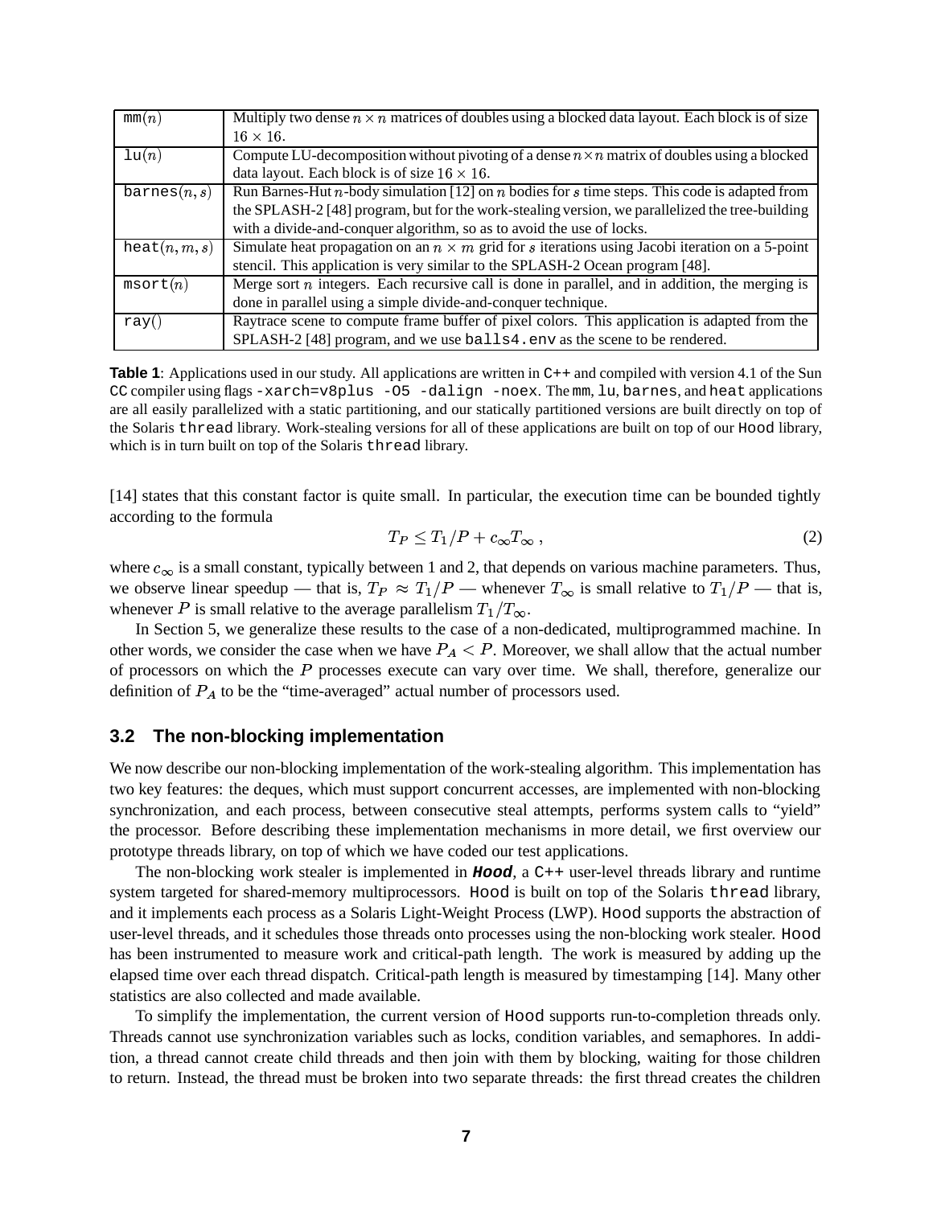| | |
|---|---|
| mm($n$) | Multiply two dense $n \times n$ matrices of doubles using a blocked data layout. Each block is of size $16 \times 16$. |
| lu($n$) | Compute LU-decomposition without pivoting of a dense $n \times n$ matrix of doubles using a blocked data layout. Each block is of size $16 \times 16$. |
| barnes($n, s$) | Run Barnes-Hut $n$-body simulation [12] on $n$ bodies for $s$ time steps. This code is adapted from the SPLASH-2 [48] program, but for the work-stealing version, we parallelized the tree-building with a divide-and-conquer algorithm, so as to avoid the use of locks. |
| heat($n, m, s$) | Simulate heat propagation on an $n \times m$ grid for $s$ iterations using Jacobi iteration on a 5-point stencil. This application is very similar to the SPLASH-2 Ocean program [48]. |
| msort($n$) | Merge sort $n$ integers. Each recursive call is done in parallel, and in addition, the merging is done in parallel using a simple divide-and-conquer technique. |
| ray() | Raytrace scene to compute frame buffer of pixel colors. This application is adapted from the SPLASH-2 [48] program, and we use balls4.env as the scene to be rendered. |

**Table 1**: Applications used in our study. All applications are written in C++ and compiled with version 4.1 of the Sun CC compiler using flags -xarch=v8plus -O5 -dalign -noex. The mm, lu, barnes, and heat applications are all easily parallelized with a static partitioning, and our statically partitioned versions are built directly on top of the Solaris thread library. Work-stealing versions for all of these applications are built on top of our Hood library, which is in turn built on top of the Solaris thread library.

[14] states that this constant factor is quite small. In particular, the execution time can be bounded tightly according to the formula

$$T_P \leq T_1/P + c_\infty T_\infty \,, \tag{2}$$

where $c_\infty$ is a small constant, typically between 1 and 2, that depends on various machine parameters. Thus, we observe linear speedup — that is, $T_P \approx T_1/P$ — whenever $T_\infty$ is small relative to $T_1/P$ — that is, whenever $P$ is small relative to the average parallelism $T_1/T_\infty$.

In Section 5, we generalize these results to the case of a non-dedicated, multiprogrammed machine. In other words, we consider the case when we have $P_A < P$. Moreover, we shall allow that the actual number of processors on which the $P$ processes execute can vary over time. We shall, therefore, generalize our definition of $P_A$ to be the "time-averaged" actual number of processors used.

### 3.2 The non-blocking implementation

We now describe our non-blocking implementation of the work-stealing algorithm. This implementation has two key features: the deques, which must support concurrent accesses, are implemented with non-blocking synchronization, and each process, between consecutive steal attempts, performs system calls to "yield" the processor. Before describing these implementation mechanisms in more detail, we first overview our prototype threads library, on top of which we have coded our test applications.

The non-blocking work stealer is implemented in ***Hood***, a C++ user-level threads library and runtime system targeted for shared-memory multiprocessors. Hood is built on top of the Solaris thread library, and it implements each process as a Solaris Light-Weight Process (LWP). Hood supports the abstraction of user-level threads, and it schedules those threads onto processes using the non-blocking work stealer. Hood has been instrumented to measure work and critical-path length. The work is measured by adding up the elapsed time over each thread dispatch. Critical-path length is measured by timestamping [14]. Many other statistics are also collected and made available.

To simplify the implementation, the current version of Hood supports run-to-completion threads only. Threads cannot use synchronization variables such as locks, condition variables, and semaphores. In addition, a thread cannot create child threads and then join with them by blocking, waiting for those children to return. Instead, the thread must be broken into two separate threads: the first thread creates the children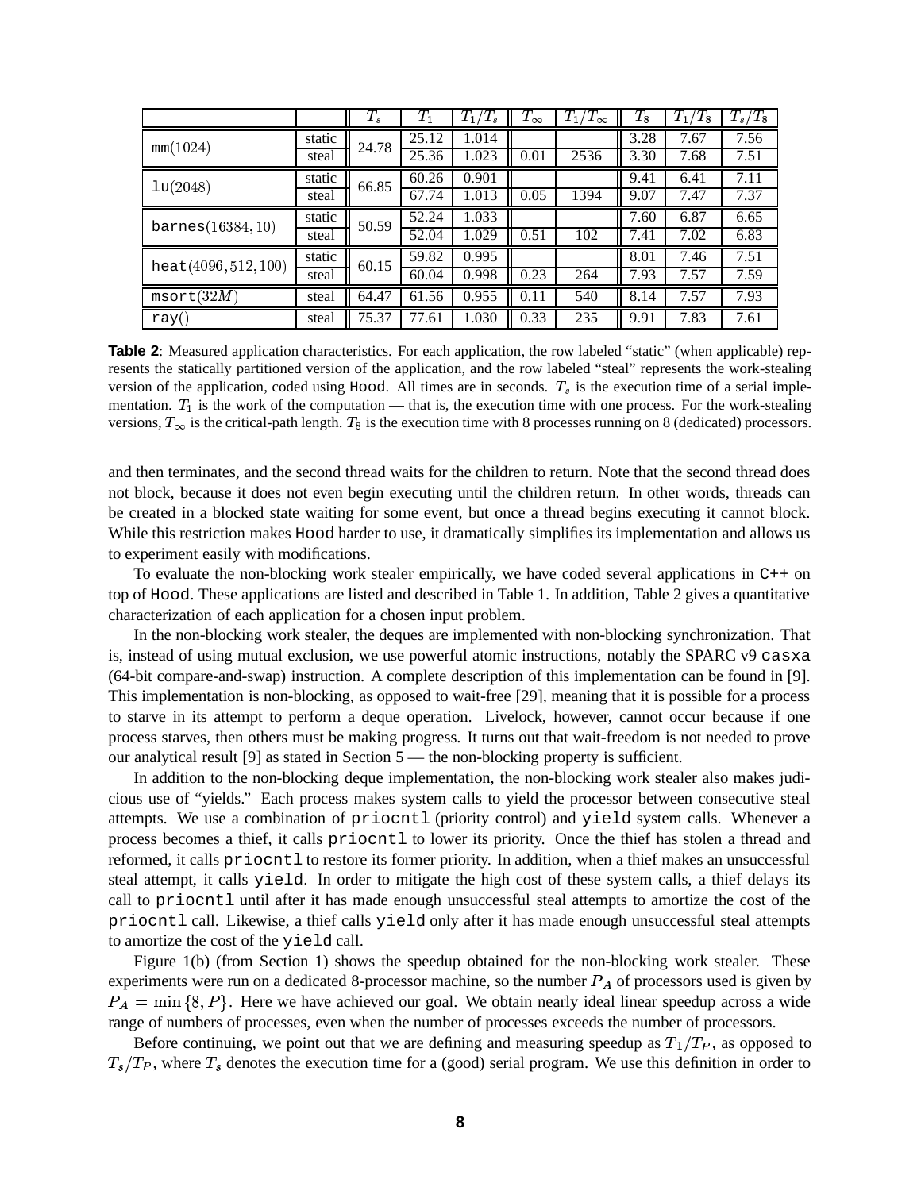| | | $T_s$ | $T_1$ | $T_1/T_s$ | $T_\infty$ | $T_1/T_\infty$ | $T_8$ | $T_1/T_8$ | $T_s/T_8$ |
|---|---|---|---|---|---|---|---|---|---|
| mm(1024) | static | 24.78 | 25.12 | 1.014 | | | 3.28 | 7.67 | 7.56 |
| | steal | | 25.36 | 1.023 | 0.01 | 2536 | 3.30 | 7.68 | 7.51 |
| lu(2048) | static | 66.85 | 60.26 | 0.901 | | | 9.41 | 6.41 | 7.11 |
| | steal | | 67.74 | 1.013 | 0.05 | 1394 | 9.07 | 7.47 | 7.37 |
| barnes(16384, 10) | static | 50.59 | 52.24 | 1.033 | | | 7.60 | 6.87 | 6.65 |
| | steal | | 52.04 | 1.029 | 0.51 | 102 | 7.41 | 7.02 | 6.83 |
| heat(4096, 512, 100) | static | 60.15 | 59.82 | 0.995 | | | 8.01 | 7.46 | 7.51 |
| | steal | | 60.04 | 0.998 | 0.23 | 264 | 7.93 | 7.57 | 7.59 |
| msort(32M) | steal | 64.47 | 61.56 | 0.955 | 0.11 | 540 | 8.14 | 7.57 | 7.93 |
| ray() | steal | 75.37 | 77.61 | 1.030 | 0.33 | 235 | 9.91 | 7.83 | 7.61 |

**Table 2**: Measured application characteristics. For each application, the row labeled "static" (when applicable) represents the statically partitioned version of the application, and the row labeled "steal" represents the work-stealing version of the application, coded using Hood. All times are in seconds. $T_s$ is the execution time of a serial implementation. $T_1$ is the work of the computation — that is, the execution time with one process. For the work-stealing versions, $T_\infty$ is the critical-path length. $T_8$ is the execution time with 8 processes running on 8 (dedicated) processors.

and then terminates, and the second thread waits for the children to return. Note that the second thread does not block, because it does not even begin executing until the children return. In other words, threads can be created in a blocked state waiting for some event, but once a thread begins executing it cannot block. While this restriction makes Hood harder to use, it dramatically simplifies its implementation and allows us to experiment easily with modifications.

To evaluate the non-blocking work stealer empirically, we have coded several applications in C++ on top of Hood. These applications are listed and described in Table 1. In addition, Table 2 gives a quantitative characterization of each application for a chosen input problem.

In the non-blocking work stealer, the deques are implemented with non-blocking synchronization. That is, instead of using mutual exclusion, we use powerful atomic instructions, notably the SPARC v9 casxa (64-bit compare-and-swap) instruction. A complete description of this implementation can be found in [9]. This implementation is non-blocking, as opposed to wait-free [29], meaning that it is possible for a process to starve in its attempt to perform a deque operation. Livelock, however, cannot occur because if one process starves, then others must be making progress. It turns out that wait-freedom is not needed to prove our analytical result [9] as stated in Section 5 — the non-blocking property is sufficient.

In addition to the non-blocking deque implementation, the non-blocking work stealer also makes judicious use of "yields." Each process makes system calls to yield the processor between consecutive steal attempts. We use a combination of priocntl (priority control) and yield system calls. Whenever a process becomes a thief, it calls priocntl to lower its priority. Once the thief has stolen a thread and reformed, it calls priocntl to restore its former priority. In addition, when a thief makes an unsuccessful steal attempt, it calls yield. In order to mitigate the high cost of these system calls, a thief delays its call to priocntl until after it has made enough unsuccessful steal attempts to amortize the cost of the priocntl call. Likewise, a thief calls yield only after it has made enough unsuccessful steal attempts to amortize the cost of the yield call.

Figure 1(b) (from Section 1) shows the speedup obtained for the non-blocking work stealer. These experiments were run on a dedicated 8-processor machine, so the number $P_A$ of processors used is given by $P_A = \min\{8, P\}$. Here we have achieved our goal. We obtain nearly ideal linear speedup across a wide range of numbers of processes, even when the number of processes exceeds the number of processors.

Before continuing, we point out that we are defining and measuring speedup as $T_1/T_P$, as opposed to $T_s/T_P$, where $T_s$ denotes the execution time for a (good) serial program. We use this definition in order to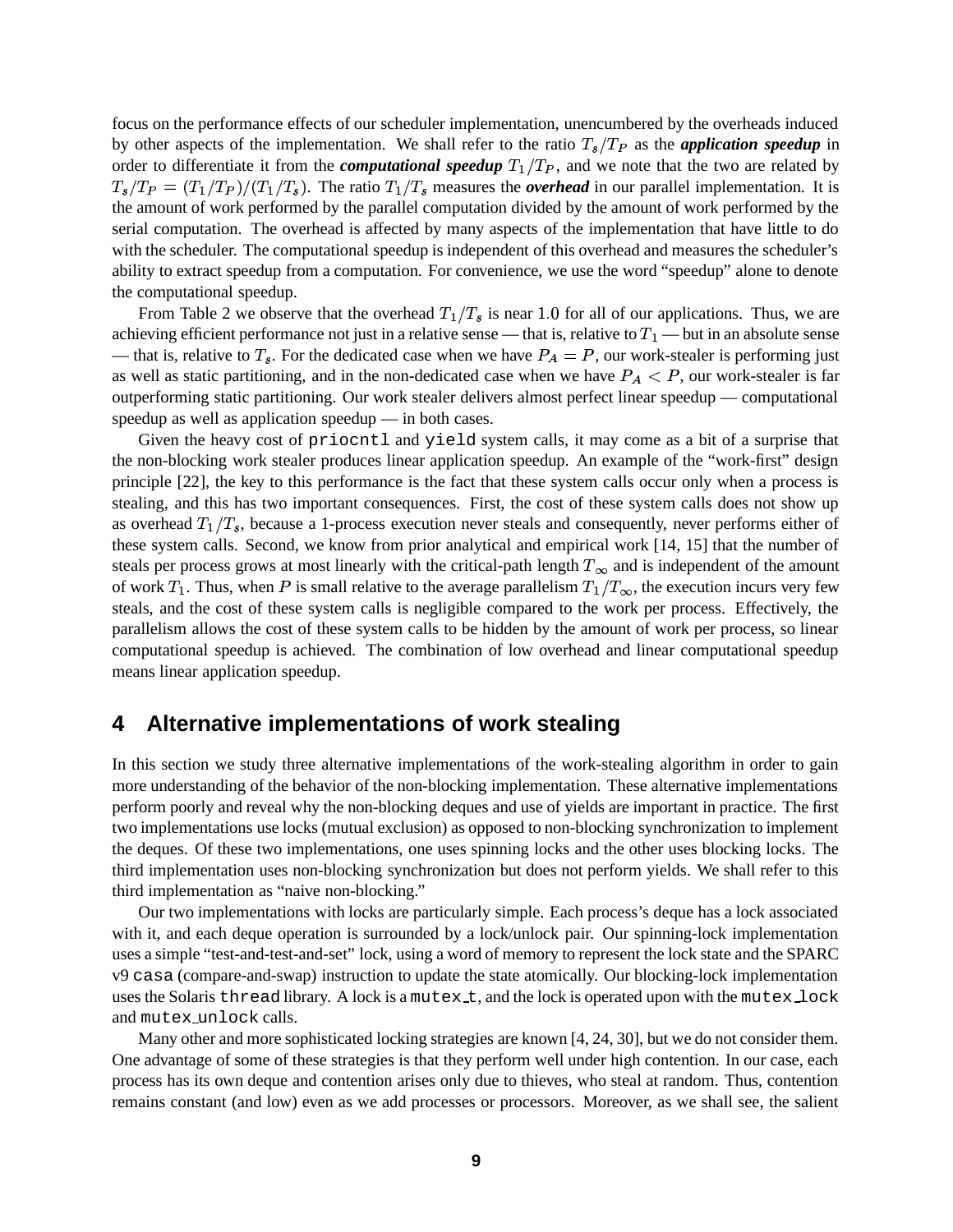focus on the performance effects of our scheduler implementation, unencumbered by the overheads induced by other aspects of the implementation. We shall refer to the ratio $T_s/T_P$ as the ***application speedup*** in order to differentiate it from the ***computational speedup*** $T_1/T_P$, and we note that the two are related by $T_s/T_P = (T_1/T_P)/(T_1/T_s)$. The ratio $T_1/T_s$ measures the ***overhead*** in our parallel implementation. It is the amount of work performed by the parallel computation divided by the amount of work performed by the serial computation. The overhead is affected by many aspects of the implementation that have little to do with the scheduler. The computational speedup is independent of this overhead and measures the scheduler's ability to extract speedup from a computation. For convenience, we use the word "speedup" alone to denote the computational speedup.

From Table 2 we observe that the overhead $T_1/T_s$ is near 1.0 for all of our applications. Thus, we are achieving efficient performance not just in a relative sense — that is, relative to $T_1$ — but in an absolute sense — that is, relative to $T_s$. For the dedicated case when we have $P_A = P$, our work-stealer is performing just as well as static partitioning, and in the non-dedicated case when we have $P_A < P$, our work-stealer is far outperforming static partitioning. Our work stealer delivers almost perfect linear speedup — computational speedup as well as application speedup — in both cases.

Given the heavy cost of `priocntl` and `yield` system calls, it may come as a bit of a surprise that the non-blocking work stealer produces linear application speedup. An example of the "work-first" design principle [22], the key to this performance is the fact that these system calls occur only when a process is stealing, and this has two important consequences. First, the cost of these system calls does not show up as overhead $T_1/T_s$, because a 1-process execution never steals and consequently, never performs either of these system calls. Second, we know from prior analytical and empirical work [14, 15] that the number of steals per process grows at most linearly with the critical-path length $T_\infty$ and is independent of the amount of work $T_1$. Thus, when $P$ is small relative to the average parallelism $T_1/T_\infty$, the execution incurs very few steals, and the cost of these system calls is negligible compared to the work per process. Effectively, the parallelism allows the cost of these system calls to be hidden by the amount of work per process, so linear computational speedup is achieved. The combination of low overhead and linear computational speedup means linear application speedup.

## 4 Alternative implementations of work stealing

In this section we study three alternative implementations of the work-stealing algorithm in order to gain more understanding of the behavior of the non-blocking implementation. These alternative implementations perform poorly and reveal why the non-blocking deques and use of yields are important in practice. The first two implementations use locks (mutual exclusion) as opposed to non-blocking synchronization to implement the deques. Of these two implementations, one uses spinning locks and the other uses blocking locks. The third implementation uses non-blocking synchronization but does not perform yields. We shall refer to this third implementation as "naive non-blocking."

Our two implementations with locks are particularly simple. Each process's deque has a lock associated with it, and each deque operation is surrounded by a lock/unlock pair. Our spinning-lock implementation uses a simple "test-and-test-and-set" lock, using a word of memory to represent the lock state and the SPARC v9 `casa` (compare-and-swap) instruction to update the state atomically. Our blocking-lock implementation uses the Solaris `thread` library. A lock is a `mutex_t`, and the lock is operated upon with the `mutex_lock` and `mutex_unlock` calls.

Many other and more sophisticated locking strategies are known [4, 24, 30], but we do not consider them. One advantage of some of these strategies is that they perform well under high contention. In our case, each process has its own deque and contention arises only due to thieves, who steal at random. Thus, contention remains constant (and low) even as we add processes or processors. Moreover, as we shall see, the salient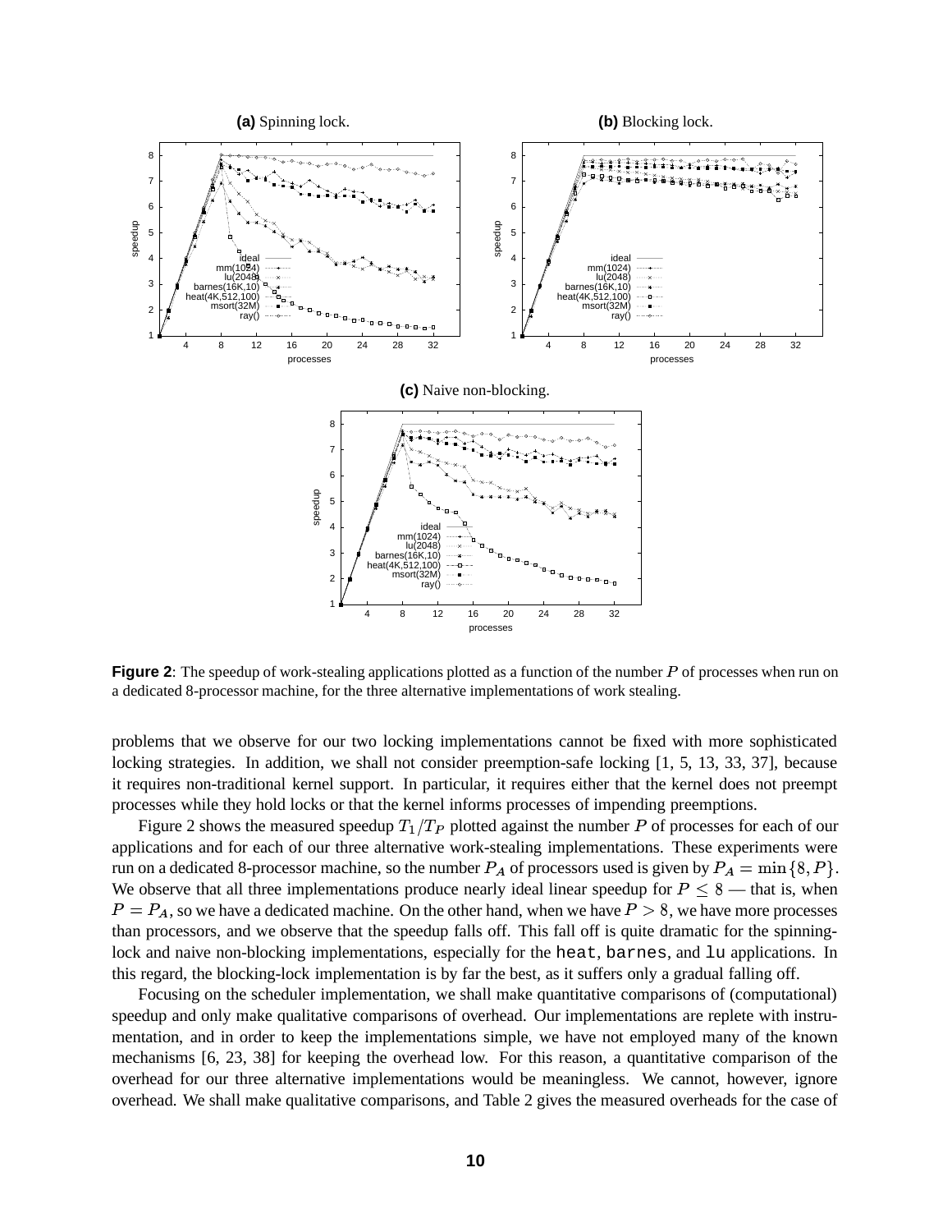**Figure 2**: The speedup of work-stealing applications plotted as a function of the number $P$ of processes when run on a dedicated 8-processor machine, for the three alternative implementations of work stealing.

problems that we observe for our two locking implementations cannot be fixed with more sophisticated locking strategies. In addition, we shall not consider preemption-safe locking [1, 5, 13, 33, 37], because it requires non-traditional kernel support. In particular, it requires either that the kernel does not preempt processes while they hold locks or that the kernel informs processes of impending preemptions.

Figure 2 shows the measured speedup $T_1/T_P$ plotted against the number $P$ of processes for each of our applications and for each of our three alternative work-stealing implementations. These experiments were run on a dedicated 8-processor machine, so the number $P_A$ of processors used is given by $P_A = \min\{8, P\}$. We observe that all three implementations produce nearly ideal linear speedup for $P \leq 8$ — that is, when $P = P_A$, so we have a dedicated machine. On the other hand, when we have $P > 8$, we have more processes than processors, and we observe that the speedup falls off. This fall off is quite dramatic for the spinning-lock and naive non-blocking implementations, especially for the `heat`, `barnes`, and `lu` applications. In this regard, the blocking-lock implementation is by far the best, as it suffers only a gradual falling off.

Focusing on the scheduler implementation, we shall make quantitative comparisons of (computational) speedup and only make qualitative comparisons of overhead. Our implementations are replete with instrumentation, and in order to keep the implementations simple, we have not employed many of the known mechanisms [6, 23, 38] for keeping the overhead low. For this reason, a quantitative comparison of the overhead for our three alternative implementations would be meaningless. We cannot, however, ignore overhead. We shall make qualitative comparisons, and Table 2 gives the measured overheads for the case of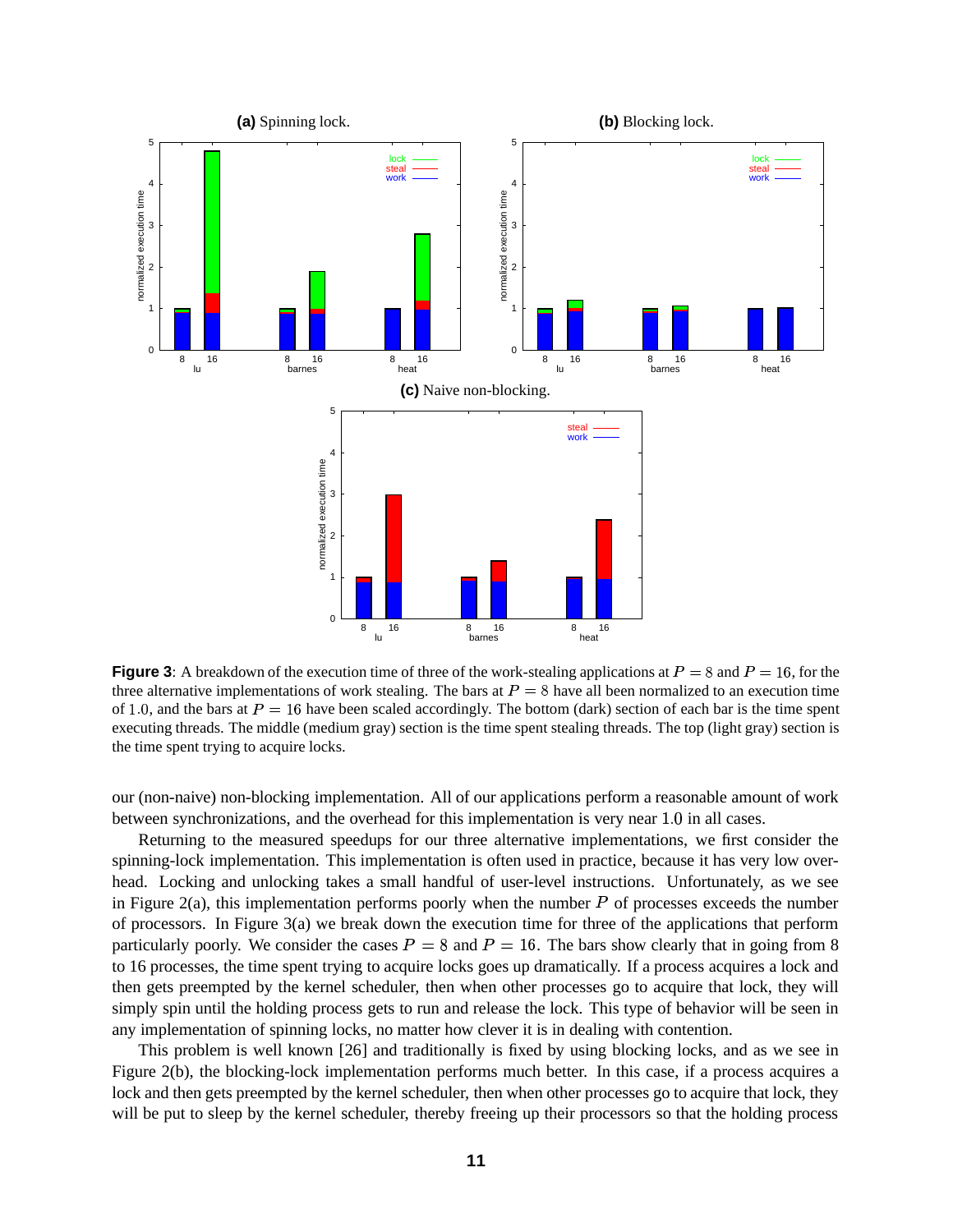**Figure 3**: A breakdown of the execution time of three of the work-stealing applications at $P = 8$ and $P = 16$, for the three alternative implementations of work stealing. The bars at $P = 8$ have all been normalized to an execution time of $1.0$, and the bars at $P = 16$ have been scaled accordingly. The bottom (dark) section of each bar is the time spent executing threads. The middle (medium gray) section is the time spent stealing threads. The top (light gray) section is the time spent trying to acquire locks.

our (non-naive) non-blocking implementation. All of our applications perform a reasonable amount of work between synchronizations, and the overhead for this implementation is very near $1.0$ in all cases.

Returning to the measured speedups for our three alternative implementations, we first consider the spinning-lock implementation. This implementation is often used in practice, because it has very low overhead. Locking and unlocking takes a small handful of user-level instructions. Unfortunately, as we see in Figure 2(a), this implementation performs poorly when the number $P$ of processes exceeds the number of processors. In Figure 3(a) we break down the execution time for three of the applications that perform particularly poorly. We consider the cases $P = 8$ and $P = 16$. The bars show clearly that in going from 8 to 16 processes, the time spent trying to acquire locks goes up dramatically. If a process acquires a lock and then gets preempted by the kernel scheduler, then when other processes go to acquire that lock, they will simply spin until the holding process gets to run and release the lock. This type of behavior will be seen in any implementation of spinning locks, no matter how clever it is in dealing with contention.

This problem is well known [26] and traditionally is fixed by using blocking locks, and as we see in Figure 2(b), the blocking-lock implementation performs much better. In this case, if a process acquires a lock and then gets preempted by the kernel scheduler, then when other processes go to acquire that lock, they will be put to sleep by the kernel scheduler, thereby freeing up their processors so that the holding process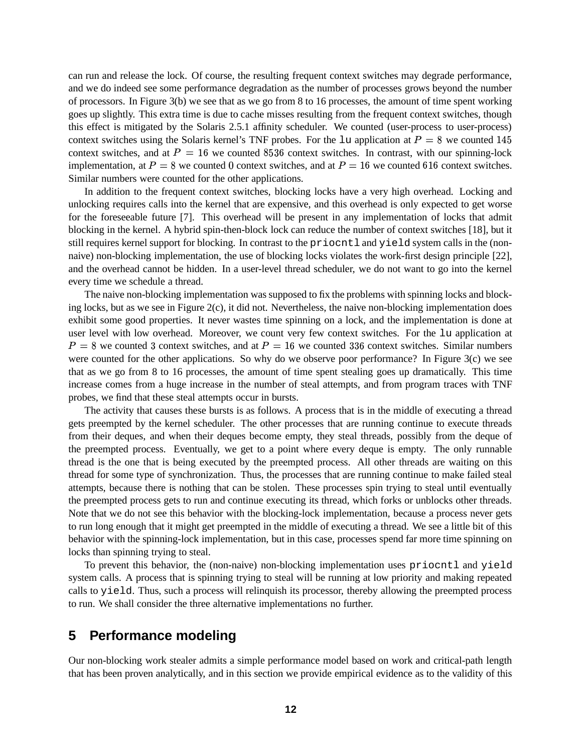can run and release the lock. Of course, the resulting frequent context switches may degrade performance, and we do indeed see some performance degradation as the number of processes grows beyond the number of processors. In Figure 3(b) we see that as we go from 8 to 16 processes, the amount of time spent working goes up slightly. This extra time is due to cache misses resulting from the frequent context switches, though this effect is mitigated by the Solaris 2.5.1 affinity scheduler. We counted (user-process to user-process) context switches using the Solaris kernel's TNF probes. For the `lu` application at $P = 8$ we counted $145$ context switches, and at $P = 16$ we counted $8536$ context switches. In contrast, with our spinning-lock implementation, at $P = 8$ we counted $0$ context switches, and at $P = 16$ we counted $616$ context switches. Similar numbers were counted for the other applications.

In addition to the frequent context switches, blocking locks have a very high overhead. Locking and unlocking requires calls into the kernel that are expensive, and this overhead is only expected to get worse for the foreseeable future [7]. This overhead will be present in any implementation of locks that admit blocking in the kernel. A hybrid spin-then-block lock can reduce the number of context switches [18], but it still requires kernel support for blocking. In contrast to the `priocntl` and `yield` system calls in the (non-naive) non-blocking implementation, the use of blocking locks violates the work-first design principle [22], and the overhead cannot be hidden. In a user-level thread scheduler, we do not want to go into the kernel every time we schedule a thread.

The naive non-blocking implementation was supposed to fix the problems with spinning locks and blocking locks, but as we see in Figure 2(c), it did not. Nevertheless, the naive non-blocking implementation does exhibit some good properties. It never wastes time spinning on a lock, and the implementation is done at user level with low overhead. Moreover, we count very few context switches. For the `lu` application at $P = 8$ we counted $3$ context switches, and at $P = 16$ we counted $336$ context switches. Similar numbers were counted for the other applications. So why do we observe poor performance? In Figure 3(c) we see that as we go from 8 to 16 processes, the amount of time spent stealing goes up dramatically. This time increase comes from a huge increase in the number of steal attempts, and from program traces with TNF probes, we find that these steal attempts occur in bursts.

The activity that causes these bursts is as follows. A process that is in the middle of executing a thread gets preempted by the kernel scheduler. The other processes that are running continue to execute threads from their deques, and when their deques become empty, they steal threads, possibly from the deque of the preempted process. Eventually, we get to a point where every deque is empty. The only runnable thread is the one that is being executed by the preempted process. All other threads are waiting on this thread for some type of synchronization. Thus, the processes that are running continue to make failed steal attempts, because there is nothing that can be stolen. These processes spin trying to steal until eventually the preempted process gets to run and continue executing its thread, which forks or unblocks other threads. Note that we do not see this behavior with the blocking-lock implementation, because a process never gets to run long enough that it might get preempted in the middle of executing a thread. We see a little bit of this behavior with the spinning-lock implementation, but in this case, processes spend far more time spinning on locks than spinning trying to steal.

To prevent this behavior, the (non-naive) non-blocking implementation uses `priocntl` and `yield` system calls. A process that is spinning trying to steal will be running at low priority and making repeated calls to `yield`. Thus, such a process will relinquish its processor, thereby allowing the preempted process to run. We shall consider the three alternative implementations no further.

## 5 Performance modeling

Our non-blocking work stealer admits a simple performance model based on work and critical-path length that has been proven analytically, and in this section we provide empirical evidence as to the validity of this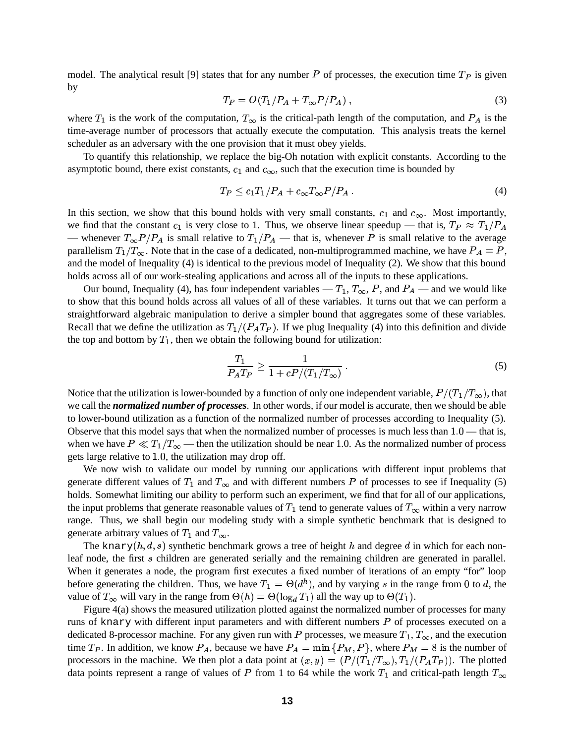model. The analytical result [9] states that for any number $P$ of processes, the execution time $T_P$ is given by

$$T_P = O(T_1/P_A + T_\infty P/P_A) \,, \tag{3}$$

where $T_1$ is the work of the computation, $T_\infty$ is the critical-path length of the computation, and $P_A$ is the time-average number of processors that actually execute the computation. This analysis treats the kernel scheduler as an adversary with the one provision that it must obey yields.

To quantify this relationship, we replace the big-Oh notation with explicit constants. According to the asymptotic bound, there exist constants, $c_1$ and $c_\infty$, such that the execution time is bounded by

$$T_P \le c_1 T_1/P_A + c_\infty T_\infty P/P_A \,. \tag{4}$$

In this section, we show that this bound holds with very small constants, $c_1$ and $c_\infty$. Most importantly, we find that the constant $c_1$ is very close to 1. Thus, we observe linear speedup — that is, $T_P \approx T_1/P_A$ — whenever $T_\infty P/P_A$ is small relative to $T_1/P_A$ — that is, whenever $P$ is small relative to the average parallelism $T_1/T_\infty$. Note that in the case of a dedicated, non-multiprogrammed machine, we have $P_A = P$, and the model of Inequality (4) is identical to the previous model of Inequality (2). We show that this bound holds across all of our work-stealing applications and across all of the inputs to these applications.

Our bound, Inequality (4), has four independent variables — $T_1$, $T_\infty$, $P$, and $P_A$ — and we would like to show that this bound holds across all values of all of these variables. It turns out that we can perform a straightforward algebraic manipulation to derive a simpler bound that aggregates some of these variables. Recall that we define the utilization as $T_1/(P_A T_P)$. If we plug Inequality (4) into this definition and divide the top and bottom by $T_1$, then we obtain the following bound for utilization:

$$\frac{T_1}{P_A T_P} \ge \frac{1}{1 + cP/(T_1/T_\infty)} \,. \tag{5}$$

Notice that the utilization is lower-bounded by a function of only one independent variable, $P/(T_1/T_\infty)$, that we call the ***normalized number of processes***. In other words, if our model is accurate, then we should be able to lower-bound utilization as a function of the normalized number of processes according to Inequality (5). Observe that this model says that when the normalized number of processes is much less than $1.0$ — that is, when we have $P \ll T_1/T_\infty$ — then the utilization should be near 1.0. As the normalized number of process gets large relative to $1.0$, the utilization may drop off.

We now wish to validate our model by running our applications with different input problems that generate different values of $T_1$ and $T_\infty$ and with different numbers $P$ of processes to see if Inequality (5) holds. Somewhat limiting our ability to perform such an experiment, we find that for all of our applications, the input problems that generate reasonable values of $T_1$ tend to generate values of $T_\infty$ within a very narrow range. Thus, we shall begin our modeling study with a simple synthetic benchmark that is designed to generate arbitrary values of $T_1$ and $T_\infty$.

The `knary`$(h, d, s)$ synthetic benchmark grows a tree of height $h$ and degree $d$ in which for each non-leaf node, the first $s$ children are generated serially and the remaining children are generated in parallel. When it generates a node, the program first executes a fixed number of iterations of an empty "for" loop before generating the children. Thus, we have $T_1 = \Theta(d^h)$, and by varying $s$ in the range from $0$ to $d$, the value of $T_\infty$ will vary in the range from $\Theta(h) = \Theta(\log_d T_1)$ all the way up to $\Theta(T_1)$.

Figure 4(a) shows the measured utilization plotted against the normalized number of processes for many runs of `knary` with different input parameters and with different numbers $P$ of processes executed on a dedicated 8-processor machine. For any given run with $P$ processes, we measure $T_1$, $T_\infty$, and the execution time $T_P$. In addition, we know $P_A$, because we have $P_A = \min\{P_M, P\}$, where $P_M = 8$ is the number of processors in the machine. We then plot a data point at $(x, y) = (P/(T_1/T_\infty), T_1/(P_A T_P))$. The plotted data points represent a range of values of $P$ from 1 to 64 while the work $T_1$ and critical-path length $T_\infty$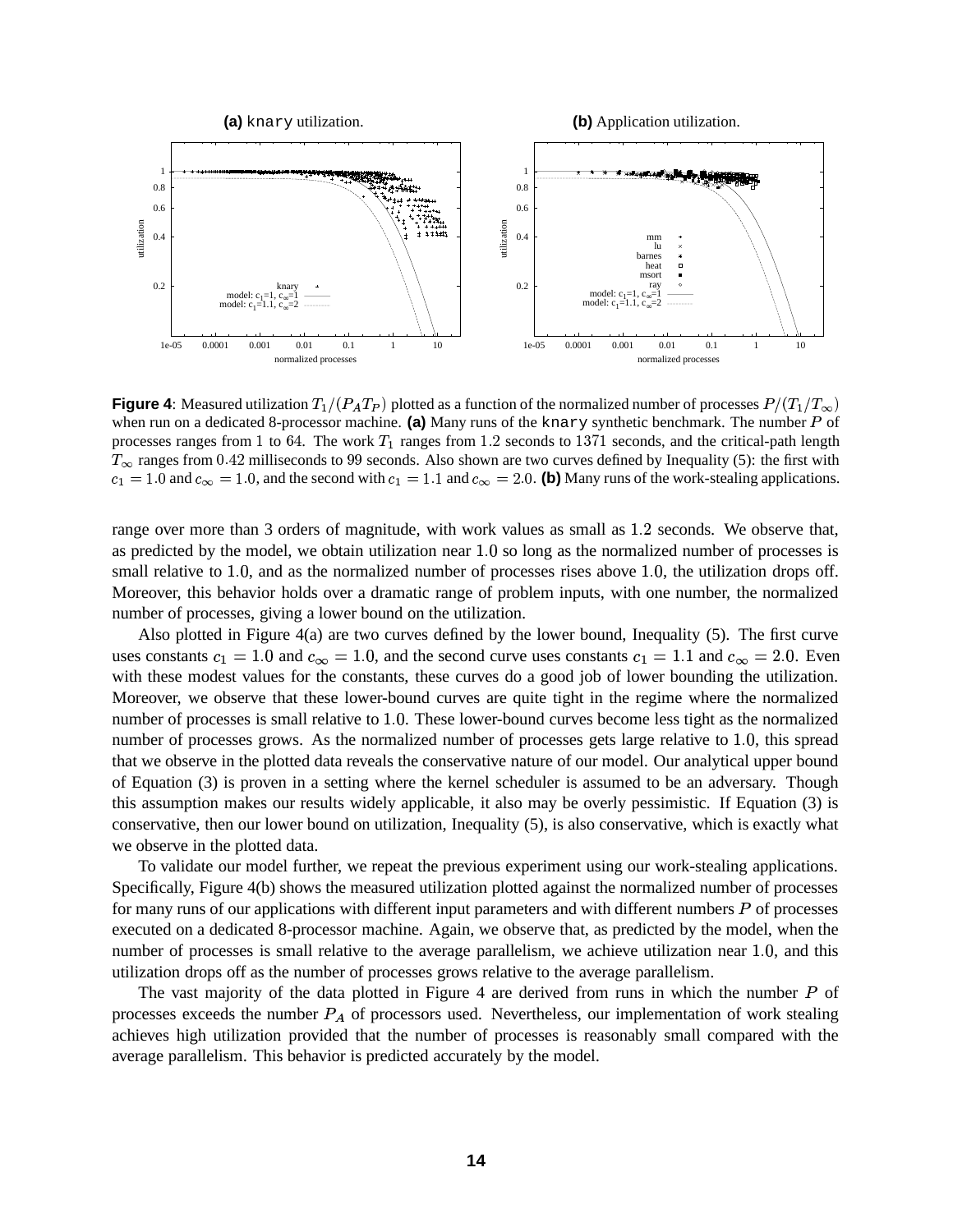**Figure 4**: Measured utilization $T_1/(P_A T_P)$ plotted as a function of the normalized number of processes $P/(T_1/T_\infty)$ when run on a dedicated 8-processor machine. **(a)** Many runs of the `knary` synthetic benchmark. The number $P$ of processes ranges from 1 to 64. The work $T_1$ ranges from 1.2 seconds to 1371 seconds, and the critical-path length $T_\infty$ ranges from 0.42 milliseconds to 99 seconds. Also shown are two curves defined by Inequality (5): the first with $c_1 = 1.0$ and $c_\infty = 1.0$, and the second with $c_1 = 1.1$ and $c_\infty = 2.0$. **(b)** Many runs of the work-stealing applications.

range over more than 3 orders of magnitude, with work values as small as 1.2 seconds. We observe that, as predicted by the model, we obtain utilization near 1.0 so long as the normalized number of processes is small relative to 1.0, and as the normalized number of processes rises above 1.0, the utilization drops off. Moreover, this behavior holds over a dramatic range of problem inputs, with one number, the normalized number of processes, giving a lower bound on the utilization.

Also plotted in Figure 4(a) are two curves defined by the lower bound, Inequality (5). The first curve uses constants $c_1 = 1.0$ and $c_\infty = 1.0$, and the second curve uses constants $c_1 = 1.1$ and $c_\infty = 2.0$. Even with these modest values for the constants, these curves do a good job of lower bounding the utilization. Moreover, we observe that these lower-bound curves are quite tight in the regime where the normalized number of processes is small relative to 1.0. These lower-bound curves become less tight as the normalized number of processes grows. As the normalized number of processes gets large relative to 1.0, this spread that we observe in the plotted data reveals the conservative nature of our model. Our analytical upper bound of Equation (3) is proven in a setting where the kernel scheduler is assumed to be an adversary. Though this assumption makes our results widely applicable, it also may be overly pessimistic. If Equation (3) is conservative, then our lower bound on utilization, Inequality (5), is also conservative, which is exactly what we observe in the plotted data.

To validate our model further, we repeat the previous experiment using our work-stealing applications. Specifically, Figure 4(b) shows the measured utilization plotted against the normalized number of processes for many runs of our applications with different input parameters and with different numbers $P$ of processes executed on a dedicated 8-processor machine. Again, we observe that, as predicted by the model, when the number of processes is small relative to the average parallelism, we achieve utilization near 1.0, and this utilization drops off as the number of processes grows relative to the average parallelism.

The vast majority of the data plotted in Figure 4 are derived from runs in which the number $P$ of processes exceeds the number $P_A$ of processors used. Nevertheless, our implementation of work stealing achieves high utilization provided that the number of processes is reasonably small compared with the average parallelism. This behavior is predicted accurately by the model.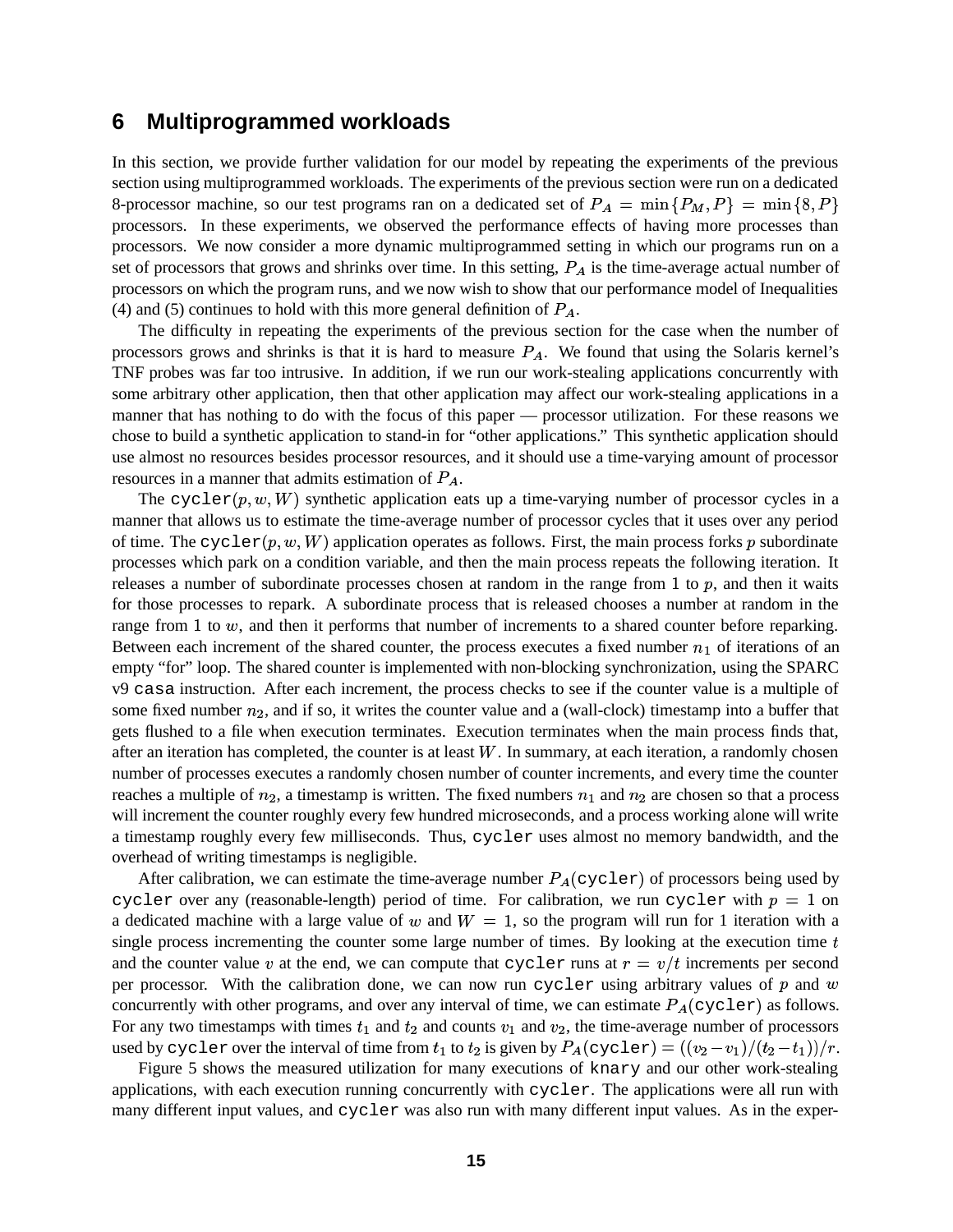## 6 Multiprogrammed workloads

In this section, we provide further validation for our model by repeating the experiments of the previous section using multiprogrammed workloads. The experiments of the previous section were run on a dedicated 8-processor machine, so our test programs ran on a dedicated set of $P_A = \min\{P_M, P\} = \min\{8, P\}$ processors. In these experiments, we observed the performance effects of having more processes than processors. We now consider a more dynamic multiprogrammed setting in which our programs run on a set of processors that grows and shrinks over time. In this setting, $P_A$ is the time-average actual number of processors on which the program runs, and we now wish to show that our performance model of Inequalities (4) and (5) continues to hold with this more general definition of $P_A$.

The difficulty in repeating the experiments of the previous section for the case when the number of processors grows and shrinks is that it is hard to measure $P_A$. We found that using the Solaris kernel's TNF probes was far too intrusive. In addition, if we run our work-stealing applications concurrently with some arbitrary other application, then that other application may affect our work-stealing applications in a manner that has nothing to do with the focus of this paper — processor utilization. For these reasons we chose to build a synthetic application to stand-in for "other applications." This synthetic application should use almost no resources besides processor resources, and it should use a time-varying amount of processor resources in a manner that admits estimation of $P_A$.

The `cycler`$(p, w, W)$ synthetic application eats up a time-varying number of processor cycles in a manner that allows us to estimate the time-average number of processor cycles that it uses over any period of time. The `cycler`$(p, w, W)$ application operates as follows. First, the main process forks $p$ subordinate processes which park on a condition variable, and then the main process repeats the following iteration. It releases a number of subordinate processes chosen at random in the range from 1 to $p$, and then it waits for those processes to repark. A subordinate process that is released chooses a number at random in the range from 1 to $w$, and then it performs that number of increments to a shared counter before reparking. Between each increment of the shared counter, the process executes a fixed number $n_1$ of iterations of an empty "for" loop. The shared counter is implemented with non-blocking synchronization, using the SPARC v9 `casa` instruction. After each increment, the process checks to see if the counter value is a multiple of some fixed number $n_2$, and if so, it writes the counter value and a (wall-clock) timestamp into a buffer that gets flushed to a file when execution terminates. Execution terminates when the main process finds that, after an iteration has completed, the counter is at least $W$. In summary, at each iteration, a randomly chosen number of processes executes a randomly chosen number of counter increments, and every time the counter reaches a multiple of $n_2$, a timestamp is written. The fixed numbers $n_1$ and $n_2$ are chosen so that a process will increment the counter roughly every few hundred microseconds, and a process working alone will write a timestamp roughly every few milliseconds. Thus, `cycler` uses almost no memory bandwidth, and the overhead of writing timestamps is negligible.

After calibration, we can estimate the time-average number $P_A$(`cycler`) of processors being used by `cycler` over any (reasonable-length) period of time. For calibration, we run `cycler` with $p = 1$ on a dedicated machine with a large value of $w$ and $W = 1$, so the program will run for 1 iteration with a single process incrementing the counter some large number of times. By looking at the execution time $t$ and the counter value $v$ at the end, we can compute that `cycler` runs at $r = v/t$ increments per second per processor. With the calibration done, we can now run `cycler` using arbitrary values of $p$ and $w$ concurrently with other programs, and over any interval of time, we can estimate $P_A$(`cycler`) as follows. For any two timestamps with times $t_1$ and $t_2$ and counts $v_1$ and $v_2$, the time-average number of processors used by `cycler` over the interval of time from $t_1$ to $t_2$ is given by $P_A(\texttt{cycler}) = ((v_2 - v_1)/(t_2 - t_1))/r$.

Figure 5 shows the measured utilization for many executions of `knary` and our other work-stealing applications, with each execution running concurrently with `cycler`. The applications were all run with many different input values, and `cycler` was also run with many different input values. As in the exper-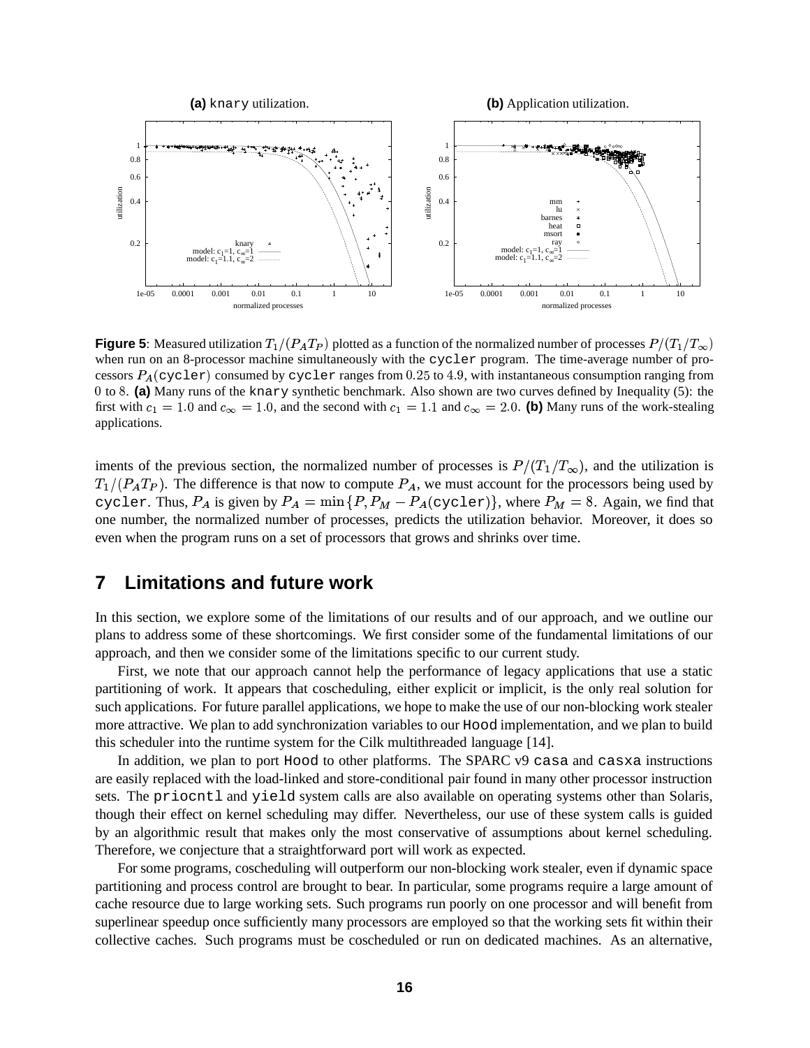**Figure 5**: Measured utilization $T_1/(P_A T_P)$ plotted as a function of the normalized number of processes $P/(T_1/T_\infty)$ when run on an 8-processor machine simultaneously with the `cycler` program. The time-average number of processors $P_A(\texttt{cycler})$ consumed by `cycler` ranges from $0.25$ to $4.9$, with instantaneous consumption ranging from $0$ to $8$. **(a)** Many runs of the `knary` synthetic benchmark. Also shown are two curves defined by Inequality (5): the first with $c_1 = 1.0$ and $c_\infty = 1.0$, and the second with $c_1 = 1.1$ and $c_\infty = 2.0$. **(b)** Many runs of the work-stealing applications.

iments of the previous section, the normalized number of processes is $P/(T_1/T_\infty)$, and the utilization is $T_1/(P_A T_P)$. The difference is that now to compute $P_A$, we must account for the processors being used by `cycler`. Thus, $P_A$ is given by $P_A = \min\{P, P_M - P_A(\texttt{cycler})\}$, where $P_M = 8$. Again, we find that one number, the normalized number of processes, predicts the utilization behavior. Moreover, it does so even when the program runs on a set of processors that grows and shrinks over time.

## 7 Limitations and future work

In this section, we explore some of the limitations of our results and of our approach, and we outline our plans to address some of these shortcomings. We first consider some of the fundamental limitations of our approach, and then we consider some of the limitations specific to our current study.

First, we note that our approach cannot help the performance of legacy applications that use a static partitioning of work. It appears that coscheduling, either explicit or implicit, is the only real solution for such applications. For future parallel applications, we hope to make the use of our non-blocking work stealer more attractive. We plan to add synchronization variables to our `Hood` implementation, and we plan to build this scheduler into the runtime system for the Cilk multithreaded language [14].

In addition, we plan to port `Hood` to other platforms. The SPARC v9 `casa` and `casxa` instructions are easily replaced with the load-linked and store-conditional pair found in many other processor instruction sets. The `priocntl` and `yield` system calls are also available on operating systems other than Solaris, though their effect on kernel scheduling may differ. Nevertheless, our use of these system calls is guided by an algorithmic result that makes only the most conservative of assumptions about kernel scheduling. Therefore, we conjecture that a straightforward port will work as expected.

For some programs, coscheduling will outperform our non-blocking work stealer, even if dynamic space partitioning and process control are brought to bear. In particular, some programs require a large amount of cache resource due to large working sets. Such programs run poorly on one processor and will benefit from superlinear speedup once sufficiently many processors are employed so that the working sets fit within their collective caches. Such programs must be coscheduled or run on dedicated machines. As an alternative,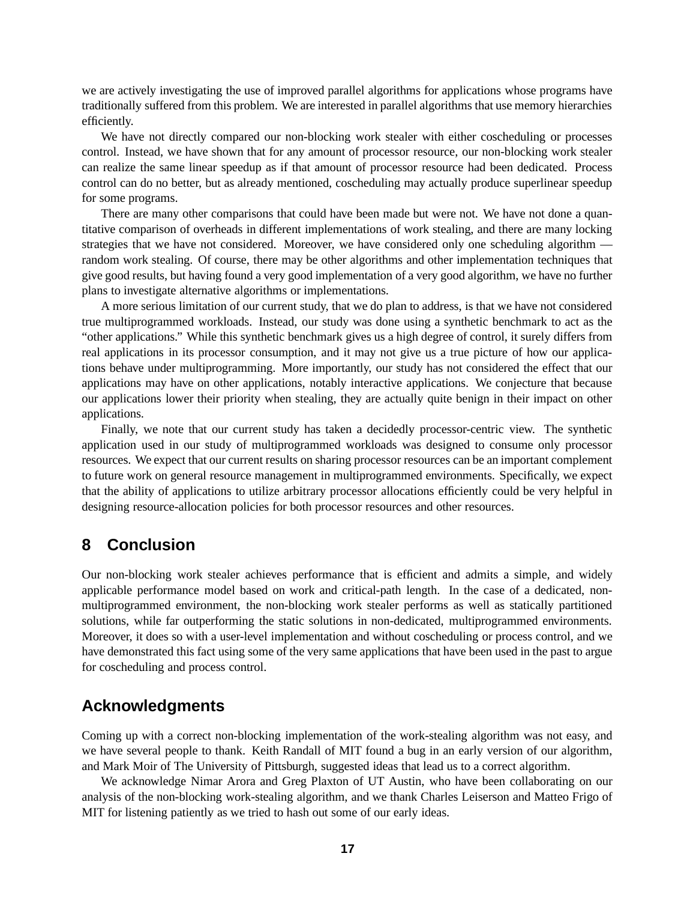we are actively investigating the use of improved parallel algorithms for applications whose programs have traditionally suffered from this problem. We are interested in parallel algorithms that use memory hierarchies efficiently.

We have not directly compared our non-blocking work stealer with either coscheduling or processes control. Instead, we have shown that for any amount of processor resource, our non-blocking work stealer can realize the same linear speedup as if that amount of processor resource had been dedicated. Process control can do no better, but as already mentioned, coscheduling may actually produce superlinear speedup for some programs.

There are many other comparisons that could have been made but were not. We have not done a quantitative comparison of overheads in different implementations of work stealing, and there are many locking strategies that we have not considered. Moreover, we have considered only one scheduling algorithm — random work stealing. Of course, there may be other algorithms and other implementation techniques that give good results, but having found a very good implementation of a very good algorithm, we have no further plans to investigate alternative algorithms or implementations.

A more serious limitation of our current study, that we do plan to address, is that we have not considered true multiprogrammed workloads. Instead, our study was done using a synthetic benchmark to act as the "other applications." While this synthetic benchmark gives us a high degree of control, it surely differs from real applications in its processor consumption, and it may not give us a true picture of how our applications behave under multiprogramming. More importantly, our study has not considered the effect that our applications may have on other applications, notably interactive applications. We conjecture that because our applications lower their priority when stealing, they are actually quite benign in their impact on other applications.

Finally, we note that our current study has taken a decidedly processor-centric view. The synthetic application used in our study of multiprogrammed workloads was designed to consume only processor resources. We expect that our current results on sharing processor resources can be an important complement to future work on general resource management in multiprogrammed environments. Specifically, we expect that the ability of applications to utilize arbitrary processor allocations efficiently could be very helpful in designing resource-allocation policies for both processor resources and other resources.

## 8 Conclusion

Our non-blocking work stealer achieves performance that is efficient and admits a simple, and widely applicable performance model based on work and critical-path length. In the case of a dedicated, non-multiprogrammed environment, the non-blocking work stealer performs as well as statically partitioned solutions, while far outperforming the static solutions in non-dedicated, multiprogrammed environments. Moreover, it does so with a user-level implementation and without coscheduling or process control, and we have demonstrated this fact using some of the very same applications that have been used in the past to argue for coscheduling and process control.

## Acknowledgments

Coming up with a correct non-blocking implementation of the work-stealing algorithm was not easy, and we have several people to thank. Keith Randall of MIT found a bug in an early version of our algorithm, and Mark Moir of The University of Pittsburgh, suggested ideas that lead us to a correct algorithm.

We acknowledge Nimar Arora and Greg Plaxton of UT Austin, who have been collaborating on our analysis of the non-blocking work-stealing algorithm, and we thank Charles Leiserson and Matteo Frigo of MIT for listening patiently as we tried to hash out some of our early ideas.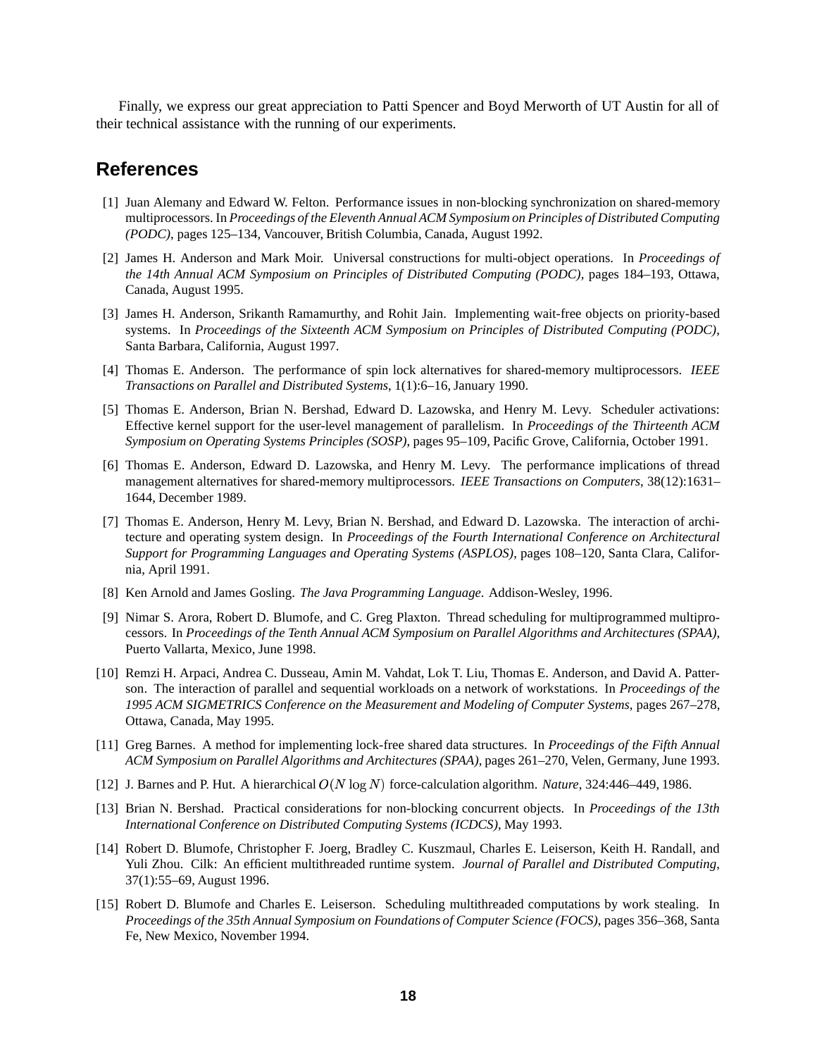Finally, we express our great appreciation to Patti Spencer and Boyd Merworth of UT Austin for all of their technical assistance with the running of our experiments.

## References

[1] Juan Alemany and Edward W. Felton. Performance issues in non-blocking synchronization on shared-memory multiprocessors. In *Proceedings of the Eleventh Annual ACM Symposium on Principles of Distributed Computing (PODC)*, pages 125–134, Vancouver, British Columbia, Canada, August 1992.

[2] James H. Anderson and Mark Moir. Universal constructions for multi-object operations. In *Proceedings of the 14th Annual ACM Symposium on Principles of Distributed Computing (PODC)*, pages 184–193, Ottawa, Canada, August 1995.

[3] James H. Anderson, Srikanth Ramamurthy, and Rohit Jain. Implementing wait-free objects on priority-based systems. In *Proceedings of the Sixteenth ACM Symposium on Principles of Distributed Computing (PODC)*, Santa Barbara, California, August 1997.

[4] Thomas E. Anderson. The performance of spin lock alternatives for shared-memory multiprocessors. *IEEE Transactions on Parallel and Distributed Systems*, 1(1):6–16, January 1990.

[5] Thomas E. Anderson, Brian N. Bershad, Edward D. Lazowska, and Henry M. Levy. Scheduler activations: Effective kernel support for the user-level management of parallelism. In *Proceedings of the Thirteenth ACM Symposium on Operating Systems Principles (SOSP)*, pages 95–109, Pacific Grove, California, October 1991.

[6] Thomas E. Anderson, Edward D. Lazowska, and Henry M. Levy. The performance implications of thread management alternatives for shared-memory multiprocessors. *IEEE Transactions on Computers*, 38(12):1631–1644, December 1989.

[7] Thomas E. Anderson, Henry M. Levy, Brian N. Bershad, and Edward D. Lazowska. The interaction of architecture and operating system design. In *Proceedings of the Fourth International Conference on Architectural Support for Programming Languages and Operating Systems (ASPLOS)*, pages 108–120, Santa Clara, California, April 1991.

[8] Ken Arnold and James Gosling. *The Java Programming Language*. Addison-Wesley, 1996.

[9] Nimar S. Arora, Robert D. Blumofe, and C. Greg Plaxton. Thread scheduling for multiprogrammed multiprocessors. In *Proceedings of the Tenth Annual ACM Symposium on Parallel Algorithms and Architectures (SPAA)*, Puerto Vallarta, Mexico, June 1998.

[10] Remzi H. Arpaci, Andrea C. Dusseau, Amin M. Vahdat, Lok T. Liu, Thomas E. Anderson, and David A. Patterson. The interaction of parallel and sequential workloads on a network of workstations. In *Proceedings of the 1995 ACM SIGMETRICS Conference on the Measurement and Modeling of Computer Systems*, pages 267–278, Ottawa, Canada, May 1995.

[11] Greg Barnes. A method for implementing lock-free shared data structures. In *Proceedings of the Fifth Annual ACM Symposium on Parallel Algorithms and Architectures (SPAA)*, pages 261–270, Velen, Germany, June 1993.

[12] J. Barnes and P. Hut. A hierarchical $O(N \log N)$ force-calculation algorithm. *Nature*, 324:446–449, 1986.

[13] Brian N. Bershad. Practical considerations for non-blocking concurrent objects. In *Proceedings of the 13th International Conference on Distributed Computing Systems (ICDCS)*, May 1993.

[14] Robert D. Blumofe, Christopher F. Joerg, Bradley C. Kuszmaul, Charles E. Leiserson, Keith H. Randall, and Yuli Zhou. Cilk: An efficient multithreaded runtime system. *Journal of Parallel and Distributed Computing*, 37(1):55–69, August 1996.

[15] Robert D. Blumofe and Charles E. Leiserson. Scheduling multithreaded computations by work stealing. In *Proceedings of the 35th Annual Symposium on Foundations of Computer Science (FOCS)*, pages 356–368, Santa Fe, New Mexico, November 1994.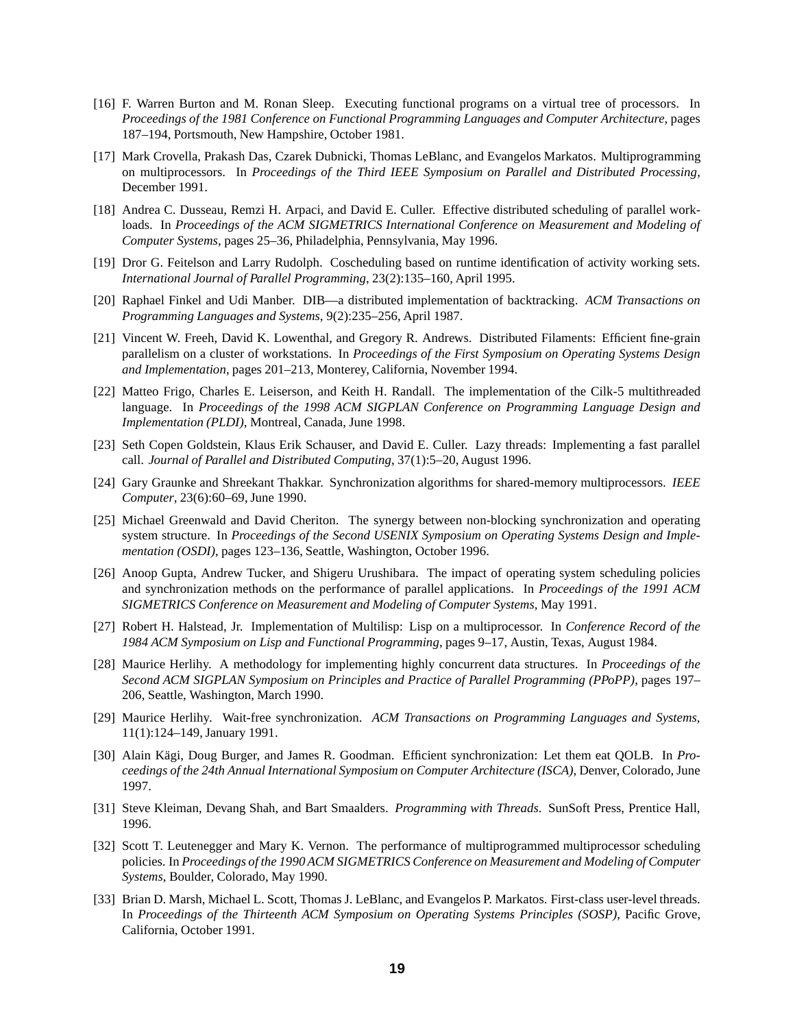[16] F. Warren Burton and M. Ronan Sleep. Executing functional programs on a virtual tree of processors. In *Proceedings of the 1981 Conference on Functional Programming Languages and Computer Architecture*, pages 187–194, Portsmouth, New Hampshire, October 1981.

[17] Mark Crovella, Prakash Das, Czarek Dubnicki, Thomas LeBlanc, and Evangelos Markatos. Multiprogramming on multiprocessors. In *Proceedings of the Third IEEE Symposium on Parallel and Distributed Processing*, December 1991.

[18] Andrea C. Dusseau, Remzi H. Arpaci, and David E. Culler. Effective distributed scheduling of parallel workloads. In *Proceedings of the ACM SIGMETRICS International Conference on Measurement and Modeling of Computer Systems*, pages 25–36, Philadelphia, Pennsylvania, May 1996.

[19] Dror G. Feitelson and Larry Rudolph. Coscheduling based on runtime identification of activity working sets. *International Journal of Parallel Programming*, 23(2):135–160, April 1995.

[20] Raphael Finkel and Udi Manber. DIB—a distributed implementation of backtracking. *ACM Transactions on Programming Languages and Systems*, 9(2):235–256, April 1987.

[21] Vincent W. Freeh, David K. Lowenthal, and Gregory R. Andrews. Distributed Filaments: Efficient fine-grain parallelism on a cluster of workstations. In *Proceedings of the First Symposium on Operating Systems Design and Implementation*, pages 201–213, Monterey, California, November 1994.

[22] Matteo Frigo, Charles E. Leiserson, and Keith H. Randall. The implementation of the Cilk-5 multithreaded language. In *Proceedings of the 1998 ACM SIGPLAN Conference on Programming Language Design and Implementation (PLDI)*, Montreal, Canada, June 1998.

[23] Seth Copen Goldstein, Klaus Erik Schauser, and David E. Culler. Lazy threads: Implementing a fast parallel call. *Journal of Parallel and Distributed Computing*, 37(1):5–20, August 1996.

[24] Gary Graunke and Shreekant Thakkar. Synchronization algorithms for shared-memory multiprocessors. *IEEE Computer*, 23(6):60–69, June 1990.

[25] Michael Greenwald and David Cheriton. The synergy between non-blocking synchronization and operating system structure. In *Proceedings of the Second USENIX Symposium on Operating Systems Design and Implementation (OSDI)*, pages 123–136, Seattle, Washington, October 1996.

[26] Anoop Gupta, Andrew Tucker, and Shigeru Urushibara. The impact of operating system scheduling policies and synchronization methods on the performance of parallel applications. In *Proceedings of the 1991 ACM SIGMETRICS Conference on Measurement and Modeling of Computer Systems*, May 1991.

[27] Robert H. Halstead, Jr. Implementation of Multilisp: Lisp on a multiprocessor. In *Conference Record of the 1984 ACM Symposium on Lisp and Functional Programming*, pages 9–17, Austin, Texas, August 1984.

[28] Maurice Herlihy. A methodology for implementing highly concurrent data structures. In *Proceedings of the Second ACM SIGPLAN Symposium on Principles and Practice of Parallel Programming (PPoPP)*, pages 197–206, Seattle, Washington, March 1990.

[29] Maurice Herlihy. Wait-free synchronization. *ACM Transactions on Programming Languages and Systems*, 11(1):124–149, January 1991.

[30] Alain Kägi, Doug Burger, and James R. Goodman. Efficient synchronization: Let them eat QOLB. In *Proceedings of the 24th Annual International Symposium on Computer Architecture (ISCA)*, Denver, Colorado, June 1997.

[31] Steve Kleiman, Devang Shah, and Bart Smaalders. *Programming with Threads*. SunSoft Press, Prentice Hall, 1996.

[32] Scott T. Leutenegger and Mary K. Vernon. The performance of multiprogrammed multiprocessor scheduling policies. In *Proceedings of the 1990 ACM SIGMETRICS Conference on Measurement and Modeling of Computer Systems*, Boulder, Colorado, May 1990.

[33] Brian D. Marsh, Michael L. Scott, Thomas J. LeBlanc, and Evangelos P. Markatos. First-class user-level threads. In *Proceedings of the Thirteenth ACM Symposium on Operating Systems Principles (SOSP)*, Pacific Grove, California, October 1991.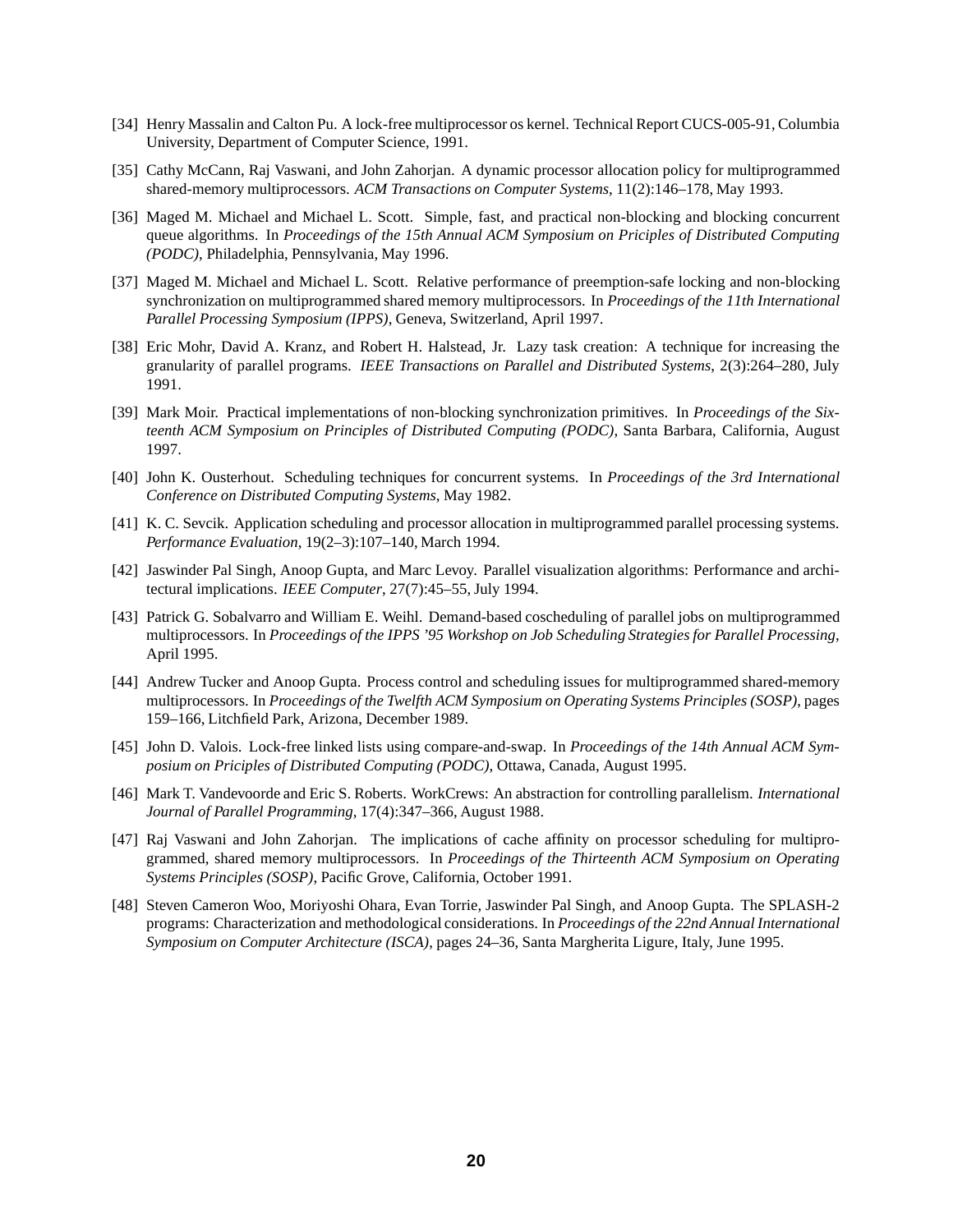[34] Henry Massalin and Calton Pu. A lock-free multiprocessor os kernel. Technical Report CUCS-005-91, Columbia University, Department of Computer Science, 1991.

[35] Cathy McCann, Raj Vaswani, and John Zahorjan. A dynamic processor allocation policy for multiprogrammed shared-memory multiprocessors. *ACM Transactions on Computer Systems*, 11(2):146–178, May 1993.

[36] Maged M. Michael and Michael L. Scott. Simple, fast, and practical non-blocking and blocking concurrent queue algorithms. In *Proceedings of the 15th Annual ACM Symposium on Priciples of Distributed Computing (PODC)*, Philadelphia, Pennsylvania, May 1996.

[37] Maged M. Michael and Michael L. Scott. Relative performance of preemption-safe locking and non-blocking synchronization on multiprogrammed shared memory multiprocessors. In *Proceedings of the 11th International Parallel Processing Symposium (IPPS)*, Geneva, Switzerland, April 1997.

[38] Eric Mohr, David A. Kranz, and Robert H. Halstead, Jr. Lazy task creation: A technique for increasing the granularity of parallel programs. *IEEE Transactions on Parallel and Distributed Systems*, 2(3):264–280, July 1991.

[39] Mark Moir. Practical implementations of non-blocking synchronization primitives. In *Proceedings of the Sixteenth ACM Symposium on Principles of Distributed Computing (PODC)*, Santa Barbara, California, August 1997.

[40] John K. Ousterhout. Scheduling techniques for concurrent systems. In *Proceedings of the 3rd International Conference on Distributed Computing Systems*, May 1982.

[41] K. C. Sevcik. Application scheduling and processor allocation in multiprogrammed parallel processing systems. *Performance Evaluation*, 19(2–3):107–140, March 1994.

[42] Jaswinder Pal Singh, Anoop Gupta, and Marc Levoy. Parallel visualization algorithms: Performance and architectural implications. *IEEE Computer*, 27(7):45–55, July 1994.

[43] Patrick G. Sobalvarro and William E. Weihl. Demand-based coscheduling of parallel jobs on multiprogrammed multiprocessors. In *Proceedings of the IPPS '95 Workshop on Job Scheduling Strategies for Parallel Processing*, April 1995.

[44] Andrew Tucker and Anoop Gupta. Process control and scheduling issues for multiprogrammed shared-memory multiprocessors. In *Proceedings of the Twelfth ACM Symposium on Operating Systems Principles (SOSP)*, pages 159–166, Litchfield Park, Arizona, December 1989.

[45] John D. Valois. Lock-free linked lists using compare-and-swap. In *Proceedings of the 14th Annual ACM Symposium on Priciples of Distributed Computing (PODC)*, Ottawa, Canada, August 1995.

[46] Mark T. Vandevoorde and Eric S. Roberts. WorkCrews: An abstraction for controlling parallelism. *International Journal of Parallel Programming*, 17(4):347–366, August 1988.

[47] Raj Vaswani and John Zahorjan. The implications of cache affinity on processor scheduling for multiprogrammed, shared memory multiprocessors. In *Proceedings of the Thirteenth ACM Symposium on Operating Systems Principles (SOSP)*, Pacific Grove, California, October 1991.

[48] Steven Cameron Woo, Moriyoshi Ohara, Evan Torrie, Jaswinder Pal Singh, and Anoop Gupta. The SPLASH-2 programs: Characterization and methodological considerations. In *Proceedings of the 22nd Annual International Symposium on Computer Architecture (ISCA)*, pages 24–36, Santa Margherita Ligure, Italy, June 1995.